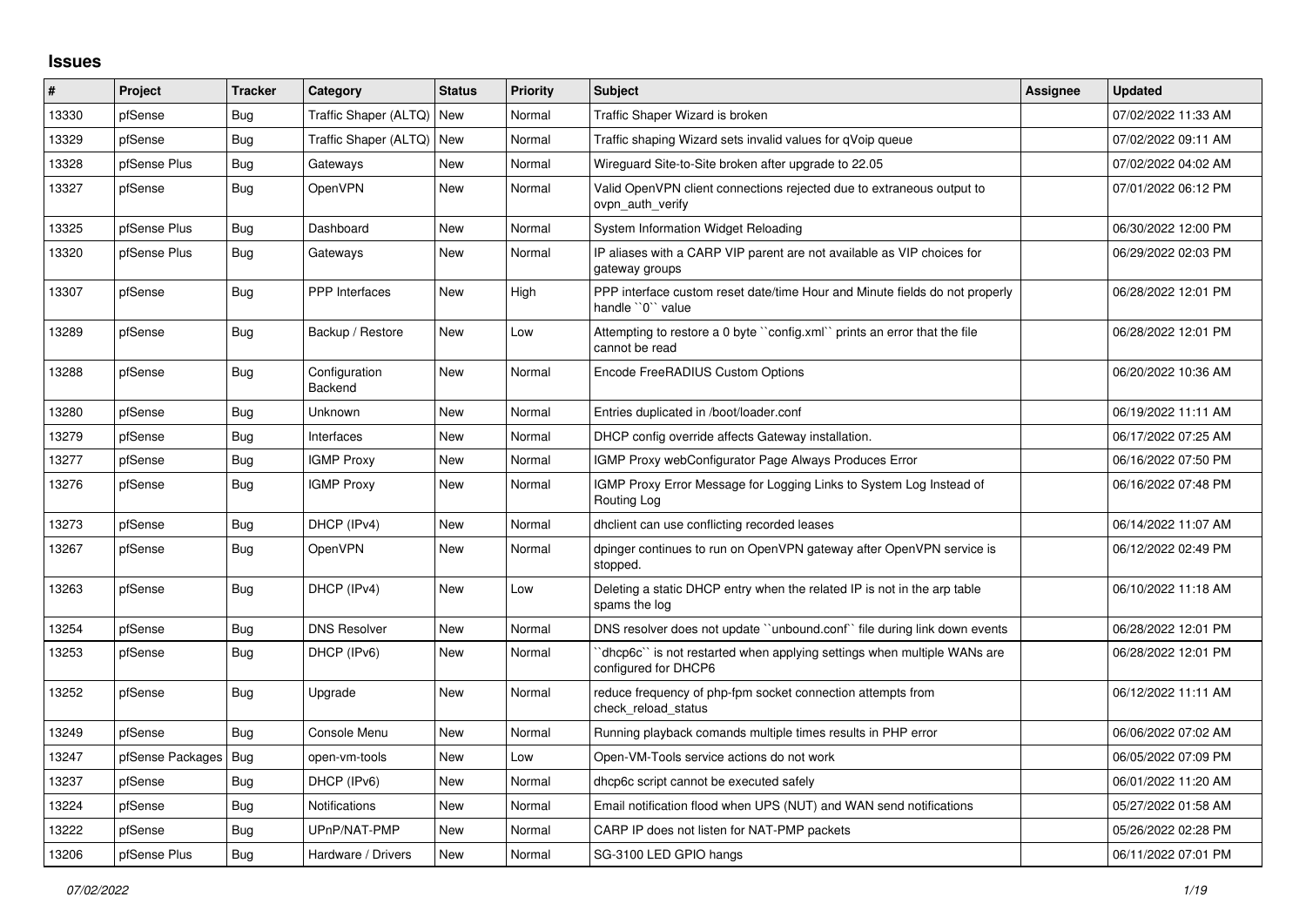## Issues

| # | Project | Tracker | Category | Status | Priority | Subject | Assignee | Updated |
|---|---|---|---|---|---|---|---|---|
| 13330 | pfSense | Bug | Traffic Shaper (ALTQ) | New | Normal | Traffic Shaper Wizard is broken | | 07/02/2022 11:33 AM |
| 13329 | pfSense | Bug | Traffic Shaper (ALTQ) | New | Normal | Traffic shaping Wizard sets invalid values for qVoip queue | | 07/02/2022 09:11 AM |
| 13328 | pfSense Plus | Bug | Gateways | New | Normal | Wireguard Site-to-Site broken after upgrade to 22.05 | | 07/02/2022 04:02 AM |
| 13327 | pfSense | Bug | OpenVPN | New | Normal | Valid OpenVPN client connections rejected due to extraneous output to ovpn_auth_verify | | 07/01/2022 06:12 PM |
| 13325 | pfSense Plus | Bug | Dashboard | New | Normal | System Information Widget Reloading | | 06/30/2022 12:00 PM |
| 13320 | pfSense Plus | Bug | Gateways | New | Normal | IP aliases with a CARP VIP parent are not available as VIP choices for gateway groups | | 06/29/2022 02:03 PM |
| 13307 | pfSense | Bug | PPP Interfaces | New | High | PPP interface custom reset date/time Hour and Minute fields do not properly handle ``0`` value | | 06/28/2022 12:01 PM |
| 13289 | pfSense | Bug | Backup / Restore | New | Low | Attempting to restore a 0 byte ``config.xml`` prints an error that the file cannot be read | | 06/28/2022 12:01 PM |
| 13288 | pfSense | Bug | Configuration Backend | New | Normal | Encode FreeRADIUS Custom Options | | 06/20/2022 10:36 AM |
| 13280 | pfSense | Bug | Unknown | New | Normal | Entries duplicated in /boot/loader.conf | | 06/19/2022 11:11 AM |
| 13279 | pfSense | Bug | Interfaces | New | Normal | DHCP config override affects Gateway installation. | | 06/17/2022 07:25 AM |
| 13277 | pfSense | Bug | IGMP Proxy | New | Normal | IGMP Proxy webConfigurator Page Always Produces Error | | 06/16/2022 07:50 PM |
| 13276 | pfSense | Bug | IGMP Proxy | New | Normal | IGMP Proxy Error Message for Logging Links to System Log Instead of Routing Log | | 06/16/2022 07:48 PM |
| 13273 | pfSense | Bug | DHCP (IPv4) | New | Normal | dhclient can use conflicting recorded leases | | 06/14/2022 11:07 AM |
| 13267 | pfSense | Bug | OpenVPN | New | Normal | dpinger continues to run on OpenVPN gateway after OpenVPN service is stopped. | | 06/12/2022 02:49 PM |
| 13263 | pfSense | Bug | DHCP (IPv4) | New | Low | Deleting a static DHCP entry when the related IP is not in the arp table spams the log | | 06/10/2022 11:18 AM |
| 13254 | pfSense | Bug | DNS Resolver | New | Normal | DNS resolver does not update ``unbound.conf`` file during link down events | | 06/28/2022 12:01 PM |
| 13253 | pfSense | Bug | DHCP (IPv6) | New | Normal | ``dhcp6c`` is not restarted when applying settings when multiple WANs are configured for DHCP6 | | 06/28/2022 12:01 PM |
| 13252 | pfSense | Bug | Upgrade | New | Normal | reduce frequency of php-fpm socket connection attempts from check_reload_status | | 06/12/2022 11:11 AM |
| 13249 | pfSense | Bug | Console Menu | New | Normal | Running playback comands multiple times results in PHP error | | 06/06/2022 07:02 AM |
| 13247 | pfSense Packages | Bug | open-vm-tools | New | Low | Open-VM-Tools service actions do not work | | 06/05/2022 07:09 PM |
| 13237 | pfSense | Bug | DHCP (IPv6) | New | Normal | dhcp6c script cannot be executed safely | | 06/01/2022 11:20 AM |
| 13224 | pfSense | Bug | Notifications | New | Normal | Email notification flood when UPS (NUT) and WAN send notifications | | 05/27/2022 01:58 AM |
| 13222 | pfSense | Bug | UPnP/NAT-PMP | New | Normal | CARP IP does not listen for NAT-PMP packets | | 05/26/2022 02:28 PM |
| 13206 | pfSense Plus | Bug | Hardware / Drivers | New | Normal | SG-3100 LED GPIO hangs | | 06/11/2022 07:01 PM |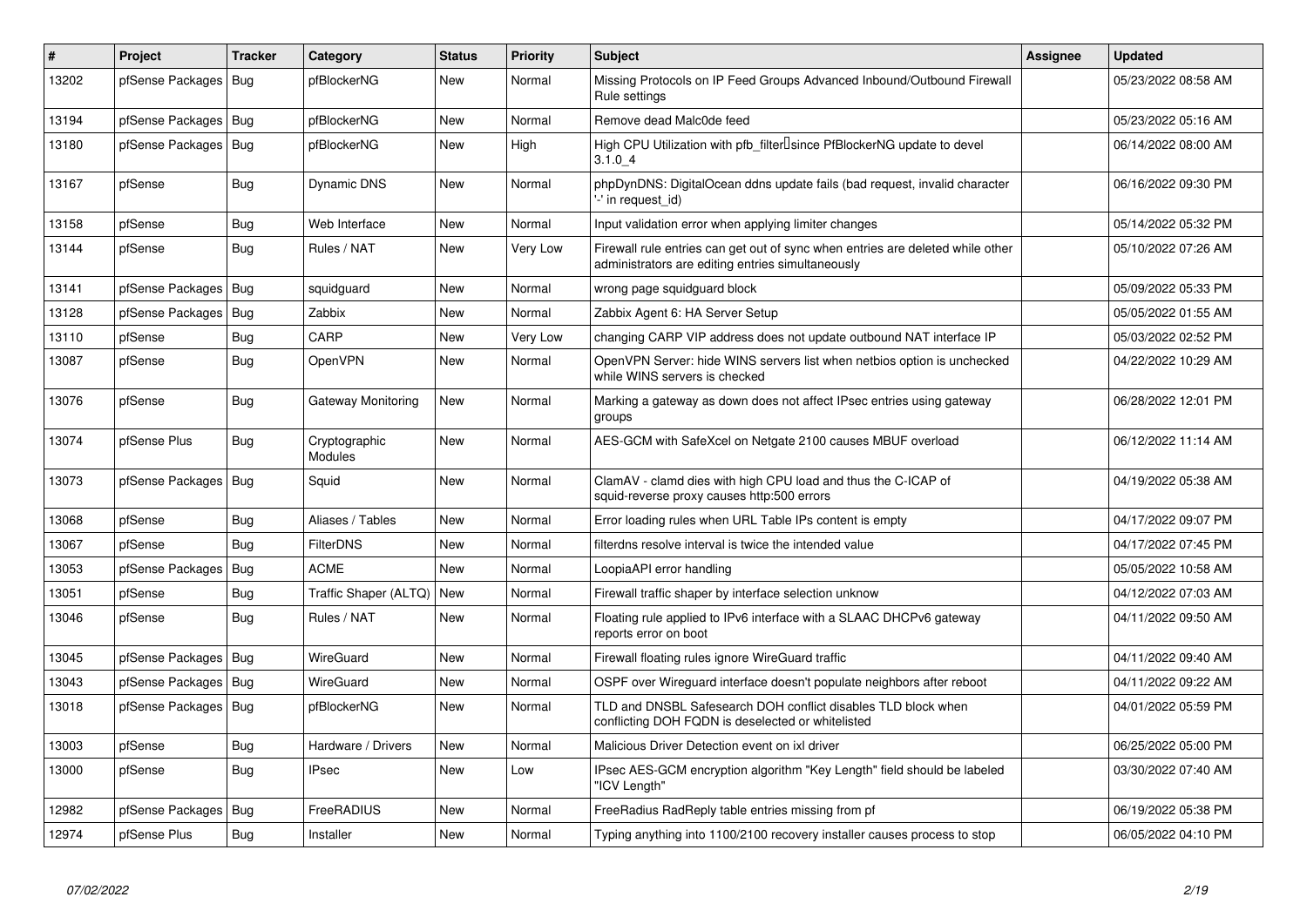| # | Project | Tracker | Category | Status | Priority | Subject | Assignee | Updated |
|---|---|---|---|---|---|---|---|---|
| 13202 | pfSense Packages | Bug | pfBlockerNG | New | Normal | Missing Protocols on IP Feed Groups Advanced Inbound/Outbound Firewall Rule settings | | 05/23/2022 08:58 AM |
| 13194 | pfSense Packages | Bug | pfBlockerNG | New | Normal | Remove dead Malc0de feed | | 05/23/2022 05:16 AM |
| 13180 | pfSense Packages | Bug | pfBlockerNG | New | High | High CPU Utilization with pfb_filter since PfBlockerNG update to devel 3.1.0_4 | | 06/14/2022 08:00 AM |
| 13167 | pfSense | Bug | Dynamic DNS | New | Normal | phpDynDNS: DigitalOcean ddns update fails (bad request, invalid character '-' in request_id) | | 06/16/2022 09:30 PM |
| 13158 | pfSense | Bug | Web Interface | New | Normal | Input validation error when applying limiter changes | | 05/14/2022 05:32 PM |
| 13144 | pfSense | Bug | Rules / NAT | New | Very Low | Firewall rule entries can get out of sync when entries are deleted while other administrators are editing entries simultaneously | | 05/10/2022 07:26 AM |
| 13141 | pfSense Packages | Bug | squidguard | New | Normal | wrong page squidguard block | | 05/09/2022 05:33 PM |
| 13128 | pfSense Packages | Bug | Zabbix | New | Normal | Zabbix Agent 6: HA Server Setup | | 05/05/2022 01:55 AM |
| 13110 | pfSense | Bug | CARP | New | Very Low | changing CARP VIP address does not update outbound NAT interface IP | | 05/03/2022 02:52 PM |
| 13087 | pfSense | Bug | OpenVPN | New | Normal | OpenVPN Server: hide WINS servers list when netbios option is unchecked while WINS servers is checked | | 04/22/2022 10:29 AM |
| 13076 | pfSense | Bug | Gateway Monitoring | New | Normal | Marking a gateway as down does not affect IPsec entries using gateway groups | | 06/28/2022 12:01 PM |
| 13074 | pfSense Plus | Bug | Cryptographic Modules | New | Normal | AES-GCM with SafeXcel on Netgate 2100 causes MBUF overload | | 06/12/2022 11:14 AM |
| 13073 | pfSense Packages | Bug | Squid | New | Normal | ClamAV - clamd dies with high CPU load and thus the C-ICAP of squid-reverse proxy causes http:500 errors | | 04/19/2022 05:38 AM |
| 13068 | pfSense | Bug | Aliases / Tables | New | Normal | Error loading rules when URL Table IPs content is empty | | 04/17/2022 09:07 PM |
| 13067 | pfSense | Bug | FilterDNS | New | Normal | filterdns resolve interval is twice the intended value | | 04/17/2022 07:45 PM |
| 13053 | pfSense Packages | Bug | ACME | New | Normal | LoopiaAPI error handling | | 05/05/2022 10:58 AM |
| 13051 | pfSense | Bug | Traffic Shaper (ALTQ) | New | Normal | Firewall traffic shaper by interface selection unknow | | 04/12/2022 07:03 AM |
| 13046 | pfSense | Bug | Rules / NAT | New | Normal | Floating rule applied to IPv6 interface with a SLAAC DHCPv6 gateway reports error on boot | | 04/11/2022 09:50 AM |
| 13045 | pfSense Packages | Bug | WireGuard | New | Normal | Firewall floating rules ignore WireGuard traffic | | 04/11/2022 09:40 AM |
| 13043 | pfSense Packages | Bug | WireGuard | New | Normal | OSPF over Wireguard interface doesn't populate neighbors after reboot | | 04/11/2022 09:22 AM |
| 13018 | pfSense Packages | Bug | pfBlockerNG | New | Normal | TLD and DNSBL Safesearch DOH conflict disables TLD block when conflicting DOH FQDN is deselected or whitelisted | | 04/01/2022 05:59 PM |
| 13003 | pfSense | Bug | Hardware / Drivers | New | Normal | Malicious Driver Detection event on ixl driver | | 06/25/2022 05:00 PM |
| 13000 | pfSense | Bug | IPsec | New | Low | IPsec AES-GCM encryption algorithm "Key Length" field should be labeled "ICV Length" | | 03/30/2022 07:40 AM |
| 12982 | pfSense Packages | Bug | FreeRADIUS | New | Normal | FreeRadius RadReply table entries missing from pf | | 06/19/2022 05:38 PM |
| 12974 | pfSense Plus | Bug | Installer | New | Normal | Typing anything into 1100/2100 recovery installer causes process to stop | | 06/05/2022 04:10 PM |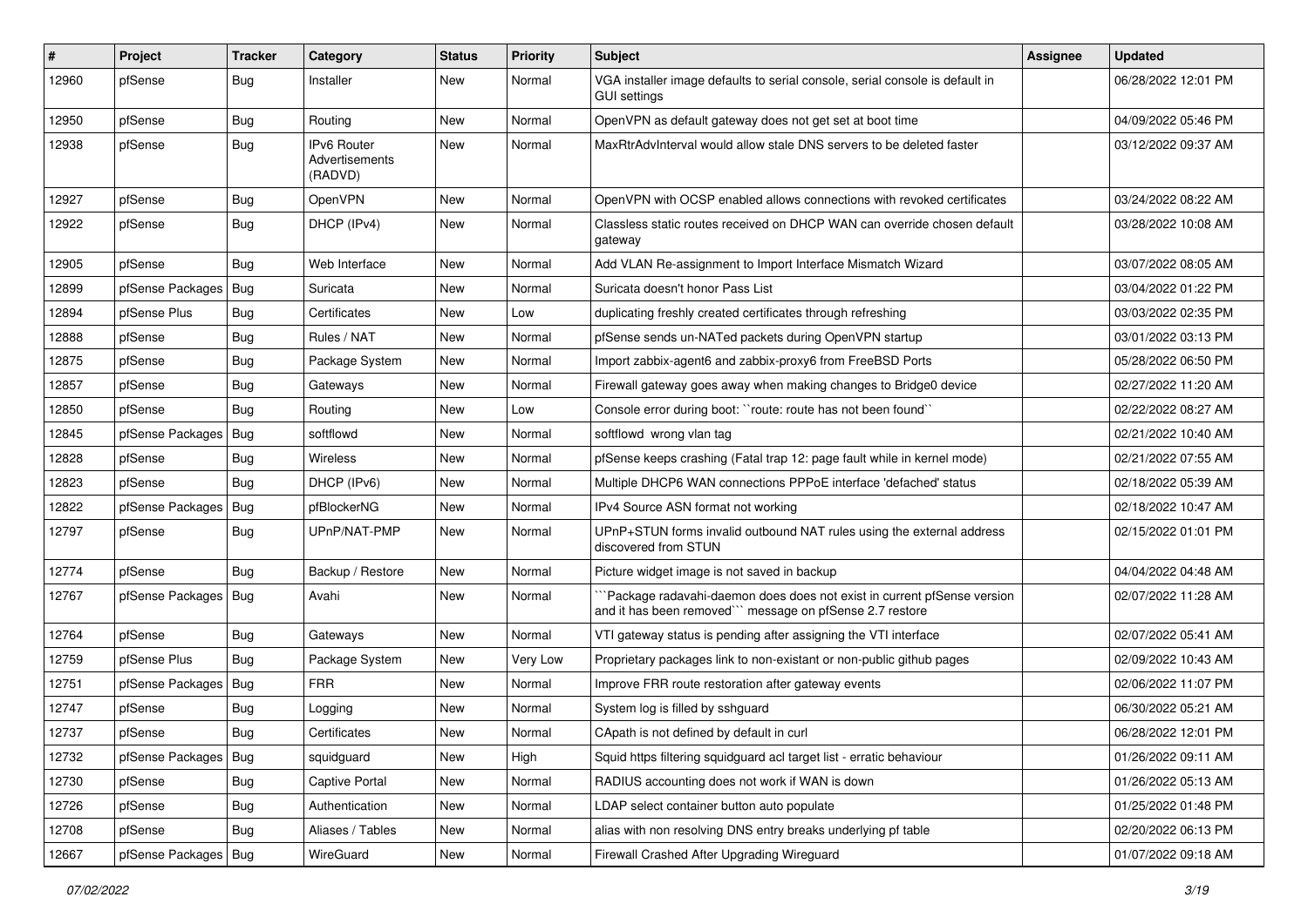| # | Project | Tracker | Category | Status | Priority | Subject | Assignee | Updated |
|---|---|---|---|---|---|---|---|---|
| 12960 | pfSense | Bug | Installer | New | Normal | VGA installer image defaults to serial console, serial console is default in GUI settings | | 06/28/2022 12:01 PM |
| 12950 | pfSense | Bug | Routing | New | Normal | OpenVPN as default gateway does not get set at boot time | | 04/09/2022 05:46 PM |
| 12938 | pfSense | Bug | IPv6 Router Advertisements (RADVD) | New | Normal | MaxRtrAdvInterval would allow stale DNS servers to be deleted faster | | 03/12/2022 09:37 AM |
| 12927 | pfSense | Bug | OpenVPN | New | Normal | OpenVPN with OCSP enabled allows connections with revoked certificates | | 03/24/2022 08:22 AM |
| 12922 | pfSense | Bug | DHCP (IPv4) | New | Normal | Classless static routes received on DHCP WAN can override chosen default gateway | | 03/28/2022 10:08 AM |
| 12905 | pfSense | Bug | Web Interface | New | Normal | Add VLAN Re-assignment to Import Interface Mismatch Wizard | | 03/07/2022 08:05 AM |
| 12899 | pfSense Packages | Bug | Suricata | New | Normal | Suricata doesn't honor Pass List | | 03/04/2022 01:22 PM |
| 12894 | pfSense Plus | Bug | Certificates | New | Low | duplicating freshly created certificates through refreshing | | 03/03/2022 02:35 PM |
| 12888 | pfSense | Bug | Rules / NAT | New | Normal | pfSense sends un-NATed packets during OpenVPN startup | | 03/01/2022 03:13 PM |
| 12875 | pfSense | Bug | Package System | New | Normal | Import zabbix-agent6 and zabbix-proxy6 from FreeBSD Ports | | 05/28/2022 06:50 PM |
| 12857 | pfSense | Bug | Gateways | New | Normal | Firewall gateway goes away when making changes to Bridge0 device | | 02/27/2022 11:20 AM |
| 12850 | pfSense | Bug | Routing | New | Low | Console error during boot: ``route: route has not been found`` | | 02/22/2022 08:27 AM |
| 12845 | pfSense Packages | Bug | softflowd | New | Normal | softflowd wrong vlan tag | | 02/21/2022 10:40 AM |
| 12828 | pfSense | Bug | Wireless | New | Normal | pfSense keeps crashing (Fatal trap 12: page fault while in kernel mode) | | 02/21/2022 07:55 AM |
| 12823 | pfSense | Bug | DHCP (IPv6) | New | Normal | Multiple DHCP6 WAN connections PPPoE interface 'defached' status | | 02/18/2022 05:39 AM |
| 12822 | pfSense Packages | Bug | pfBlockerNG | New | Normal | IPv4 Source ASN format not working | | 02/18/2022 10:47 AM |
| 12797 | pfSense | Bug | UPnP/NAT-PMP | New | Normal | UPnP+STUN forms invalid outbound NAT rules using the external address discovered from STUN | | 02/15/2022 01:01 PM |
| 12774 | pfSense | Bug | Backup / Restore | New | Normal | Picture widget image is not saved in backup | | 04/04/2022 04:48 AM |
| 12767 | pfSense Packages | Bug | Avahi | New | Normal | ```Package radavahi-daemon does does not exist in current pfSense version and it has been removed``` message on pfSense 2.7 restore | | 02/07/2022 11:28 AM |
| 12764 | pfSense | Bug | Gateways | New | Normal | VTI gateway status is pending after assigning the VTI interface | | 02/07/2022 05:41 AM |
| 12759 | pfSense Plus | Bug | Package System | New | Very Low | Proprietary packages link to non-existant or non-public github pages | | 02/09/2022 10:43 AM |
| 12751 | pfSense Packages | Bug | FRR | New | Normal | Improve FRR route restoration after gateway events | | 02/06/2022 11:07 PM |
| 12747 | pfSense | Bug | Logging | New | Normal | System log is filled by sshguard | | 06/30/2022 05:21 AM |
| 12737 | pfSense | Bug | Certificates | New | Normal | CApath is not defined by default in curl | | 06/28/2022 12:01 PM |
| 12732 | pfSense Packages | Bug | squidguard | New | High | Squid https filtering squidguard acl target list - erratic behaviour | | 01/26/2022 09:11 AM |
| 12730 | pfSense | Bug | Captive Portal | New | Normal | RADIUS accounting does not work if WAN is down | | 01/26/2022 05:13 AM |
| 12726 | pfSense | Bug | Authentication | New | Normal | LDAP select container button auto populate | | 01/25/2022 01:48 PM |
| 12708 | pfSense | Bug | Aliases / Tables | New | Normal | alias with non resolving DNS entry breaks underlying pf table | | 02/20/2022 06:13 PM |
| 12667 | pfSense Packages | Bug | WireGuard | New | Normal | Firewall Crashed After Upgrading Wireguard | | 01/07/2022 09:18 AM |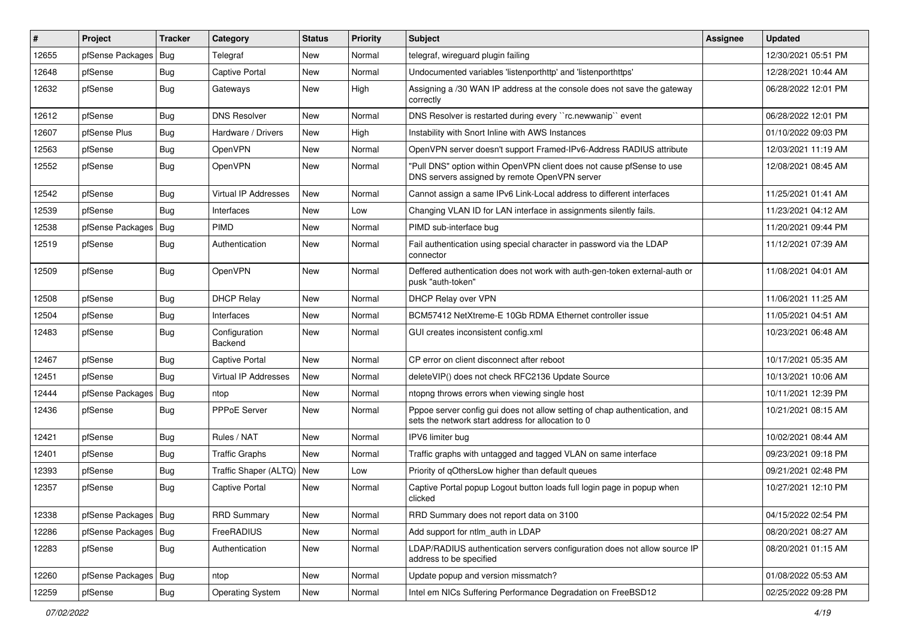| # | Project | Tracker | Category | Status | Priority | Subject | Assignee | Updated |
|---|---|---|---|---|---|---|---|---|
| 12655 | pfSense Packages | Bug | Telegraf | New | Normal | telegraf, wireguard plugin failing | | 12/30/2021 05:51 PM |
| 12648 | pfSense | Bug | Captive Portal | New | Normal | Undocumented variables 'listenporthttp' and 'listenporthttps' | | 12/28/2021 10:44 AM |
| 12632 | pfSense | Bug | Gateways | New | High | Assigning a /30 WAN IP address at the console does not save the gateway correctly | | 06/28/2022 12:01 PM |
| 12612 | pfSense | Bug | DNS Resolver | New | Normal | DNS Resolver is restarted during every ``rc.newwanip`` event | | 06/28/2022 12:01 PM |
| 12607 | pfSense Plus | Bug | Hardware / Drivers | New | High | Instability with Snort Inline with AWS Instances | | 01/10/2022 09:03 PM |
| 12563 | pfSense | Bug | OpenVPN | New | Normal | OpenVPN server doesn't support Framed-IPv6-Address RADIUS attribute | | 12/03/2021 11:19 AM |
| 12552 | pfSense | Bug | OpenVPN | New | Normal | "Pull DNS" option within OpenVPN client does not cause pfSense to use DNS servers assigned by remote OpenVPN server | | 12/08/2021 08:45 AM |
| 12542 | pfSense | Bug | Virtual IP Addresses | New | Normal | Cannot assign a same IPv6 Link-Local address to different interfaces | | 11/25/2021 01:41 AM |
| 12539 | pfSense | Bug | Interfaces | New | Low | Changing VLAN ID for LAN interface in assignments silently fails. | | 11/23/2021 04:12 AM |
| 12538 | pfSense Packages | Bug | PIMD | New | Normal | PIMD sub-interface bug | | 11/20/2021 09:44 PM |
| 12519 | pfSense | Bug | Authentication | New | Normal | Fail authentication using special character in password via the LDAP connector | | 11/12/2021 07:39 AM |
| 12509 | pfSense | Bug | OpenVPN | New | Normal | Deffered authentication does not work with auth-gen-token external-auth or pusk "auth-token" | | 11/08/2021 04:01 AM |
| 12508 | pfSense | Bug | DHCP Relay | New | Normal | DHCP Relay over VPN | | 11/06/2021 11:25 AM |
| 12504 | pfSense | Bug | Interfaces | New | Normal | BCM57412 NetXtreme-E 10Gb RDMA Ethernet controller issue | | 11/05/2021 04:51 AM |
| 12483 | pfSense | Bug | Configuration Backend | New | Normal | GUI creates inconsistent config.xml | | 10/23/2021 06:48 AM |
| 12467 | pfSense | Bug | Captive Portal | New | Normal | CP error on client disconnect after reboot | | 10/17/2021 05:35 AM |
| 12451 | pfSense | Bug | Virtual IP Addresses | New | Normal | deleteVIP() does not check RFC2136 Update Source | | 10/13/2021 10:06 AM |
| 12444 | pfSense Packages | Bug | ntop | New | Normal | ntopng throws errors when viewing single host | | 10/11/2021 12:39 PM |
| 12436 | pfSense | Bug | PPPoE Server | New | Normal | Pppoe server config gui does not allow setting of chap authentication, and sets the network start address for allocation to 0 | | 10/21/2021 08:15 AM |
| 12421 | pfSense | Bug | Rules / NAT | New | Normal | IPV6 limiter bug | | 10/02/2021 08:44 AM |
| 12401 | pfSense | Bug | Traffic Graphs | New | Normal | Traffic graphs with untagged and tagged VLAN on same interface | | 09/23/2021 09:18 PM |
| 12393 | pfSense | Bug | Traffic Shaper (ALTQ) | New | Low | Priority of qOthersLow higher than default queues | | 09/21/2021 02:48 PM |
| 12357 | pfSense | Bug | Captive Portal | New | Normal | Captive Portal popup Logout button loads full login page in popup when clicked | | 10/27/2021 12:10 PM |
| 12338 | pfSense Packages | Bug | RRD Summary | New | Normal | RRD Summary does not report data on 3100 | | 04/15/2022 02:54 PM |
| 12286 | pfSense Packages | Bug | FreeRADIUS | New | Normal | Add support for ntlm_auth in LDAP | | 08/20/2021 08:27 AM |
| 12283 | pfSense | Bug | Authentication | New | Normal | LDAP/RADIUS authentication servers configuration does not allow source IP address to be specified | | 08/20/2021 01:15 AM |
| 12260 | pfSense Packages | Bug | ntop | New | Normal | Update popup and version missmatch? | | 01/08/2022 05:53 AM |
| 12259 | pfSense | Bug | Operating System | New | Normal | Intel em NICs Suffering Performance Degradation on FreeBSD12 | | 02/25/2022 09:28 PM |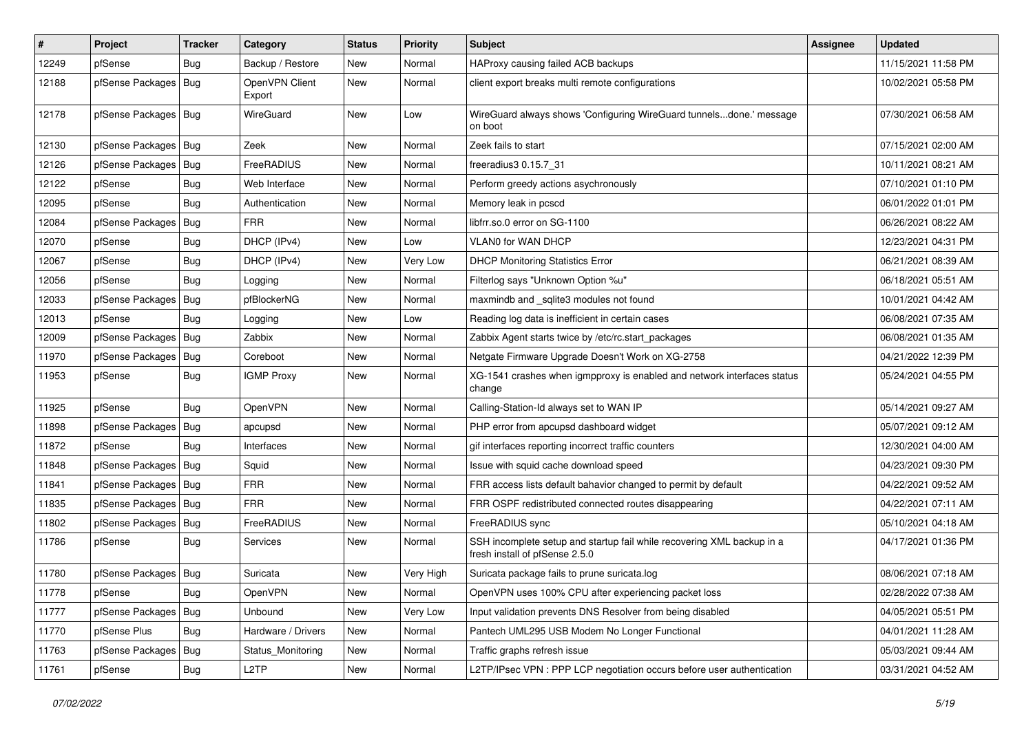| # | Project | Tracker | Category | Status | Priority | Subject | Assignee | Updated |
| --- | --- | --- | --- | --- | --- | --- | --- | --- |
| 12249 | pfSense | Bug | Backup / Restore | New | Normal | HAProxy causing failed ACB backups | | 11/15/2021 11:58 PM |
| 12188 | pfSense Packages | Bug | OpenVPN Client Export | New | Normal | client export breaks multi remote configurations | | 10/02/2021 05:58 PM |
| 12178 | pfSense Packages | Bug | WireGuard | New | Low | WireGuard always shows 'Configuring WireGuard tunnels...done.' message on boot | | 07/30/2021 06:58 AM |
| 12130 | pfSense Packages | Bug | Zeek | New | Normal | Zeek fails to start | | 07/15/2021 02:00 AM |
| 12126 | pfSense Packages | Bug | FreeRADIUS | New | Normal | freeradius3 0.15.7_31 | | 10/11/2021 08:21 AM |
| 12122 | pfSense | Bug | Web Interface | New | Normal | Perform greedy actions asychronously | | 07/10/2021 01:10 PM |
| 12095 | pfSense | Bug | Authentication | New | Normal | Memory leak in pcscd | | 06/01/2022 01:01 PM |
| 12084 | pfSense Packages | Bug | FRR | New | Normal | libfrr.so.0 error on SG-1100 | | 06/26/2021 08:22 AM |
| 12070 | pfSense | Bug | DHCP (IPv4) | New | Low | VLAN0 for WAN DHCP | | 12/23/2021 04:31 PM |
| 12067 | pfSense | Bug | DHCP (IPv4) | New | Very Low | DHCP Monitoring Statistics Error | | 06/21/2021 08:39 AM |
| 12056 | pfSense | Bug | Logging | New | Normal | Filterlog says "Unknown Option %u" | | 06/18/2021 05:51 AM |
| 12033 | pfSense Packages | Bug | pfBlockerNG | New | Normal | maxmindb and _sqlite3 modules not found | | 10/01/2021 04:42 AM |
| 12013 | pfSense | Bug | Logging | New | Low | Reading log data is inefficient in certain cases | | 06/08/2021 07:35 AM |
| 12009 | pfSense Packages | Bug | Zabbix | New | Normal | Zabbix Agent starts twice by /etc/rc.start_packages | | 06/08/2021 01:35 AM |
| 11970 | pfSense Packages | Bug | Coreboot | New | Normal | Netgate Firmware Upgrade Doesn't Work on XG-2758 | | 04/21/2022 12:39 PM |
| 11953 | pfSense | Bug | IGMP Proxy | New | Normal | XG-1541 crashes when igmpproxy is enabled and network interfaces status change | | 05/24/2021 04:55 PM |
| 11925 | pfSense | Bug | OpenVPN | New | Normal | Calling-Station-Id always set to WAN IP | | 05/14/2021 09:27 AM |
| 11898 | pfSense Packages | Bug | apcupsd | New | Normal | PHP error from apcupsd dashboard widget | | 05/07/2021 09:12 AM |
| 11872 | pfSense | Bug | Interfaces | New | Normal | gif interfaces reporting incorrect traffic counters | | 12/30/2021 04:00 AM |
| 11848 | pfSense Packages | Bug | Squid | New | Normal | Issue with squid cache download speed | | 04/23/2021 09:30 PM |
| 11841 | pfSense Packages | Bug | FRR | New | Normal | FRR access lists default bahavior changed to permit by default | | 04/22/2021 09:52 AM |
| 11835 | pfSense Packages | Bug | FRR | New | Normal | FRR OSPF redistributed connected routes disappearing | | 04/22/2021 07:11 AM |
| 11802 | pfSense Packages | Bug | FreeRADIUS | New | Normal | FreeRADIUS sync | | 05/10/2021 04:18 AM |
| 11786 | pfSense | Bug | Services | New | Normal | SSH incomplete setup and startup fail while recovering XML backup in a fresh install of pfSense 2.5.0 | | 04/17/2021 01:36 PM |
| 11780 | pfSense Packages | Bug | Suricata | New | Very High | Suricata package fails to prune suricata.log | | 08/06/2021 07:18 AM |
| 11778 | pfSense | Bug | OpenVPN | New | Normal | OpenVPN uses 100% CPU after experiencing packet loss | | 02/28/2022 07:38 AM |
| 11777 | pfSense Packages | Bug | Unbound | New | Very Low | Input validation prevents DNS Resolver from being disabled | | 04/05/2021 05:51 PM |
| 11770 | pfSense Plus | Bug | Hardware / Drivers | New | Normal | Pantech UML295 USB Modem No Longer Functional | | 04/01/2021 11:28 AM |
| 11763 | pfSense Packages | Bug | Status_Monitoring | New | Normal | Traffic graphs refresh issue | | 05/03/2021 09:44 AM |
| 11761 | pfSense | Bug | L2TP | New | Normal | L2TP/IPsec VPN : PPP LCP negotiation occurs before user authentication | | 03/31/2021 04:52 AM |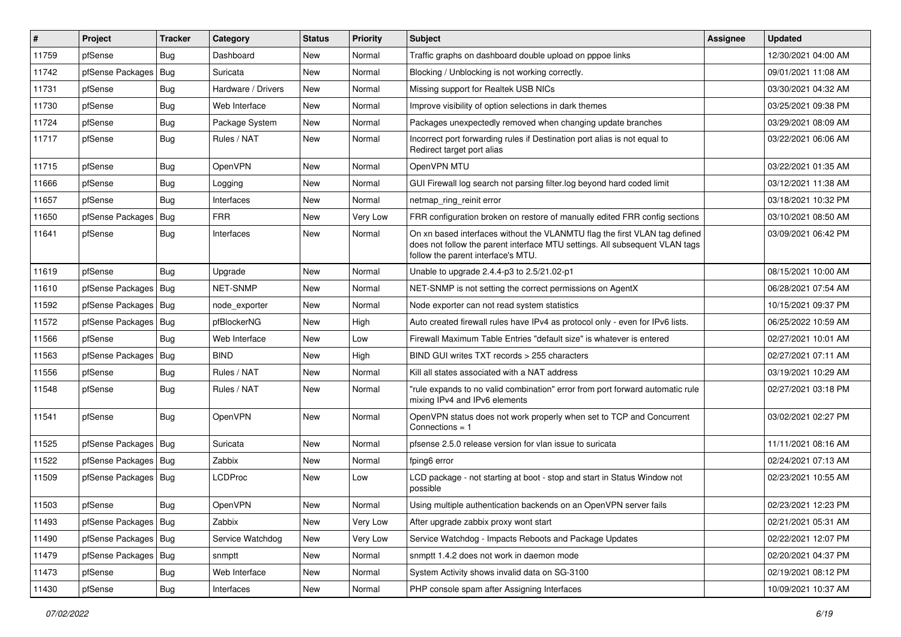| # | Project | Tracker | Category | Status | Priority | Subject | Assignee | Updated |
|---|---|---|---|---|---|---|---|---|
| 11759 | pfSense | Bug | Dashboard | New | Normal | Traffic graphs on dashboard double upload on pppoe links | | 12/30/2021 04:00 AM |
| 11742 | pfSense Packages | Bug | Suricata | New | Normal | Blocking / Unblocking is not working correctly. | | 09/01/2021 11:08 AM |
| 11731 | pfSense | Bug | Hardware / Drivers | New | Normal | Missing support for Realtek USB NICs | | 03/30/2021 04:32 AM |
| 11730 | pfSense | Bug | Web Interface | New | Normal | Improve visibility of option selections in dark themes | | 03/25/2021 09:38 PM |
| 11724 | pfSense | Bug | Package System | New | Normal | Packages unexpectedly removed when changing update branches | | 03/29/2021 08:09 AM |
| 11717 | pfSense | Bug | Rules / NAT | New | Normal | Incorrect port forwarding rules if Destination port alias is not equal to Redirect target port alias | | 03/22/2021 06:06 AM |
| 11715 | pfSense | Bug | OpenVPN | New | Normal | OpenVPN MTU | | 03/22/2021 01:35 AM |
| 11666 | pfSense | Bug | Logging | New | Normal | GUI Firewall log search not parsing filter.log beyond hard coded limit | | 03/12/2021 11:38 AM |
| 11657 | pfSense | Bug | Interfaces | New | Normal | netmap_ring_reinit error | | 03/18/2021 10:32 PM |
| 11650 | pfSense Packages | Bug | FRR | New | Very Low | FRR configuration broken on restore of manually edited FRR config sections | | 03/10/2021 08:50 AM |
| 11641 | pfSense | Bug | Interfaces | New | Normal | On xn based interfaces without the VLANMTU flag the first VLAN tag defined does not follow the parent interface MTU settings. All subsequent VLAN tags follow the parent interface's MTU. | | 03/09/2021 06:42 PM |
| 11619 | pfSense | Bug | Upgrade | New | Normal | Unable to upgrade 2.4.4-p3 to 2.5/21.02-p1 | | 08/15/2021 10:00 AM |
| 11610 | pfSense Packages | Bug | NET-SNMP | New | Normal | NET-SNMP is not setting the correct permissions on AgentX | | 06/28/2021 07:54 AM |
| 11592 | pfSense Packages | Bug | node_exporter | New | Normal | Node exporter can not read system statistics | | 10/15/2021 09:37 PM |
| 11572 | pfSense Packages | Bug | pfBlockerNG | New | High | Auto created firewall rules have IPv4 as protocol only - even for IPv6 lists. | | 06/25/2022 10:59 AM |
| 11566 | pfSense | Bug | Web Interface | New | Low | Firewall Maximum Table Entries "default size" is whatever is entered | | 02/27/2021 10:01 AM |
| 11563 | pfSense Packages | Bug | BIND | New | High | BIND GUI writes TXT records > 255 characters | | 02/27/2021 07:11 AM |
| 11556 | pfSense | Bug | Rules / NAT | New | Normal | Kill all states associated with a NAT address | | 03/19/2021 10:29 AM |
| 11548 | pfSense | Bug | Rules / NAT | New | Normal | "rule expands to no valid combination" error from port forward automatic rule mixing IPv4 and IPv6 elements | | 02/27/2021 03:18 PM |
| 11541 | pfSense | Bug | OpenVPN | New | Normal | OpenVPN status does not work properly when set to TCP and Concurrent Connections = 1 | | 03/02/2021 02:27 PM |
| 11525 | pfSense Packages | Bug | Suricata | New | Normal | pfsense 2.5.0 release version for vlan issue to suricata | | 11/11/2021 08:16 AM |
| 11522 | pfSense Packages | Bug | Zabbix | New | Normal | fping6 error | | 02/24/2021 07:13 AM |
| 11509 | pfSense Packages | Bug | LCDProc | New | Low | LCD package - not starting at boot - stop and start in Status Window not possible | | 02/23/2021 10:55 AM |
| 11503 | pfSense | Bug | OpenVPN | New | Normal | Using multiple authentication backends on an OpenVPN server fails | | 02/23/2021 12:23 PM |
| 11493 | pfSense Packages | Bug | Zabbix | New | Very Low | After upgrade zabbix proxy wont start | | 02/21/2021 05:31 AM |
| 11490 | pfSense Packages | Bug | Service Watchdog | New | Very Low | Service Watchdog - Impacts Reboots and Package Updates | | 02/22/2021 12:07 PM |
| 11479 | pfSense Packages | Bug | snmptt | New | Normal | snmptt 1.4.2 does not work in daemon mode | | 02/20/2021 04:37 PM |
| 11473 | pfSense | Bug | Web Interface | New | Normal | System Activity shows invalid data on SG-3100 | | 02/19/2021 08:12 PM |
| 11430 | pfSense | Bug | Interfaces | New | Normal | PHP console spam after Assigning Interfaces | | 10/09/2021 10:37 AM |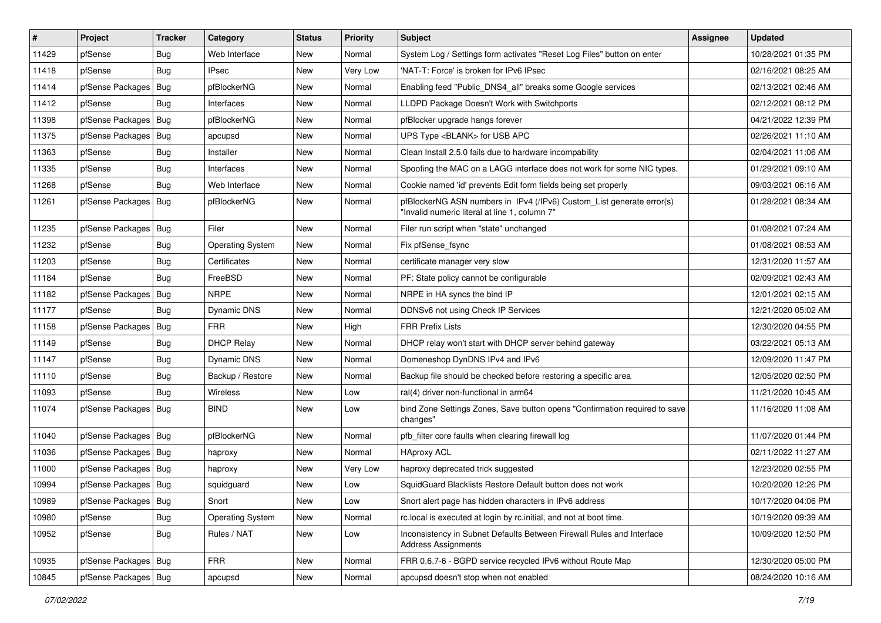| # | Project | Tracker | Category | Status | Priority | Subject | Assignee | Updated |
|---|---|---|---|---|---|---|---|---|
| 11429 | pfSense | Bug | Web Interface | New | Normal | System Log / Settings form activates "Reset Log Files" button on enter | | 10/28/2021 01:35 PM |
| 11418 | pfSense | Bug | IPsec | New | Very Low | 'NAT-T: Force' is broken for IPv6 IPsec | | 02/16/2021 08:25 AM |
| 11414 | pfSense Packages | Bug | pfBlockerNG | New | Normal | Enabling feed "Public_DNS4_all" breaks some Google services | | 02/13/2021 02:46 AM |
| 11412 | pfSense | Bug | Interfaces | New | Normal | LLDPD Package Doesn't Work with Switchports | | 02/12/2021 08:12 PM |
| 11398 | pfSense Packages | Bug | pfBlockerNG | New | Normal | pfBlocker upgrade hangs forever | | 04/21/2022 12:39 PM |
| 11375 | pfSense Packages | Bug | apcupsd | New | Normal | UPS Type <BLANK> for USB APC | | 02/26/2021 11:10 AM |
| 11363 | pfSense | Bug | Installer | New | Normal | Clean Install 2.5.0 fails due to hardware incompability | | 02/04/2021 11:06 AM |
| 11335 | pfSense | Bug | Interfaces | New | Normal | Spoofing the MAC on a LAGG interface does not work for some NIC types. | | 01/29/2021 09:10 AM |
| 11268 | pfSense | Bug | Web Interface | New | Normal | Cookie named 'id' prevents Edit form fields being set properly | | 09/03/2021 06:16 AM |
| 11261 | pfSense Packages | Bug | pfBlockerNG | New | Normal | pfBlockerNG ASN numbers in IPv4 (/IPv6) Custom_List generate error(s) "Invalid numeric literal at line 1, column 7" | | 01/28/2021 08:34 AM |
| 11235 | pfSense Packages | Bug | Filer | New | Normal | Filer run script when "state" unchanged | | 01/08/2021 07:24 AM |
| 11232 | pfSense | Bug | Operating System | New | Normal | Fix pfSense_fsync | | 01/08/2021 08:53 AM |
| 11203 | pfSense | Bug | Certificates | New | Normal | certificate manager very slow | | 12/31/2020 11:57 AM |
| 11184 | pfSense | Bug | FreeBSD | New | Normal | PF: State policy cannot be configurable | | 02/09/2021 02:43 AM |
| 11182 | pfSense Packages | Bug | NRPE | New | Normal | NRPE in HA syncs the bind IP | | 12/01/2021 02:15 AM |
| 11177 | pfSense | Bug | Dynamic DNS | New | Normal | DDNSv6 not using Check IP Services | | 12/21/2020 05:02 AM |
| 11158 | pfSense Packages | Bug | FRR | New | High | FRR Prefix Lists | | 12/30/2020 04:55 PM |
| 11149 | pfSense | Bug | DHCP Relay | New | Normal | DHCP relay won't start with DHCP server behind gateway | | 03/22/2021 05:13 AM |
| 11147 | pfSense | Bug | Dynamic DNS | New | Normal | Domeneshop DynDNS IPv4 and IPv6 | | 12/09/2020 11:47 PM |
| 11110 | pfSense | Bug | Backup / Restore | New | Normal | Backup file should be checked before restoring a specific area | | 12/05/2020 02:50 PM |
| 11093 | pfSense | Bug | Wireless | New | Low | ral(4) driver non-functional in arm64 | | 11/21/2020 10:45 AM |
| 11074 | pfSense Packages | Bug | BIND | New | Low | bind Zone Settings Zones, Save button opens "Confirmation required to save changes" | | 11/16/2020 11:08 AM |
| 11040 | pfSense Packages | Bug | pfBlockerNG | New | Normal | pfb_filter core faults when clearing firewall log | | 11/07/2020 01:44 PM |
| 11036 | pfSense Packages | Bug | haproxy | New | Normal | HAproxy ACL | | 02/11/2022 11:27 AM |
| 11000 | pfSense Packages | Bug | haproxy | New | Very Low | haproxy deprecated trick suggested | | 12/23/2020 02:55 PM |
| 10994 | pfSense Packages | Bug | squidguard | New | Low | SquidGuard Blacklists Restore Default button does not work | | 10/20/2020 12:26 PM |
| 10989 | pfSense Packages | Bug | Snort | New | Low | Snort alert page has hidden characters in IPv6 address | | 10/17/2020 04:06 PM |
| 10980 | pfSense | Bug | Operating System | New | Normal | rc.local is executed at login by rc.initial, and not at boot time. | | 10/19/2020 09:39 AM |
| 10952 | pfSense | Bug | Rules / NAT | New | Low | Inconsistency in Subnet Defaults Between Firewall Rules and Interface Address Assignments | | 10/09/2020 12:50 PM |
| 10935 | pfSense Packages | Bug | FRR | New | Normal | FRR 0.6.7-6 - BGPD service recycled IPv6 without Route Map | | 12/30/2020 05:00 PM |
| 10845 | pfSense Packages | Bug | apcupsd | New | Normal | apcupsd doesn't stop when not enabled | | 08/24/2020 10:16 AM |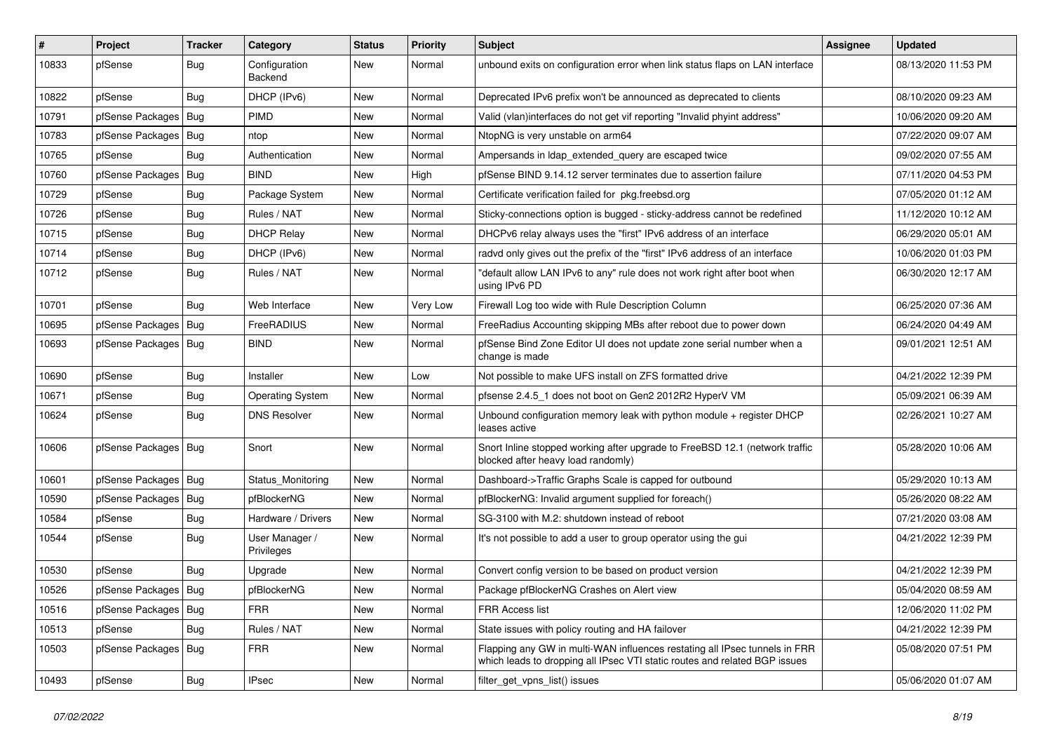| # | Project | Tracker | Category | Status | Priority | Subject | Assignee | Updated |
|---|---|---|---|---|---|---|---|---|
| 10833 | pfSense | Bug | Configuration Backend | New | Normal | unbound exits on configuration error when link status flaps on LAN interface | | 08/13/2020 11:53 PM |
| 10822 | pfSense | Bug | DHCP (IPv6) | New | Normal | Deprecated IPv6 prefix won't be announced as deprecated to clients | | 08/10/2020 09:23 AM |
| 10791 | pfSense Packages | Bug | PIMD | New | Normal | Valid (vlan)interfaces do not get vif reporting "Invalid phyint address" | | 10/06/2020 09:20 AM |
| 10783 | pfSense Packages | Bug | ntop | New | Normal | NtopNG is very unstable on arm64 | | 07/22/2020 09:07 AM |
| 10765 | pfSense | Bug | Authentication | New | Normal | Ampersands in ldap_extended_query are escaped twice | | 09/02/2020 07:55 AM |
| 10760 | pfSense Packages | Bug | BIND | New | High | pfSense BIND 9.14.12 server terminates due to assertion failure | | 07/11/2020 04:53 PM |
| 10729 | pfSense | Bug | Package System | New | Normal | Certificate verification failed for pkg.freebsd.org | | 07/05/2020 01:12 AM |
| 10726 | pfSense | Bug | Rules / NAT | New | Normal | Sticky-connections option is bugged - sticky-address cannot be redefined | | 11/12/2020 10:12 AM |
| 10715 | pfSense | Bug | DHCP Relay | New | Normal | DHCPv6 relay always uses the "first" IPv6 address of an interface | | 06/29/2020 05:01 AM |
| 10714 | pfSense | Bug | DHCP (IPv6) | New | Normal | radvd only gives out the prefix of the "first" IPv6 address of an interface | | 10/06/2020 01:03 PM |
| 10712 | pfSense | Bug | Rules / NAT | New | Normal | "default allow LAN IPv6 to any" rule does not work right after boot when using IPv6 PD | | 06/30/2020 12:17 AM |
| 10701 | pfSense | Bug | Web Interface | New | Very Low | Firewall Log too wide with Rule Description Column | | 06/25/2020 07:36 AM |
| 10695 | pfSense Packages | Bug | FreeRADIUS | New | Normal | FreeRadius Accounting skipping MBs after reboot due to power down | | 06/24/2020 04:49 AM |
| 10693 | pfSense Packages | Bug | BIND | New | Normal | pfSense Bind Zone Editor UI does not update zone serial number when a change is made | | 09/01/2021 12:51 AM |
| 10690 | pfSense | Bug | Installer | New | Low | Not possible to make UFS install on ZFS formatted drive | | 04/21/2022 12:39 PM |
| 10671 | pfSense | Bug | Operating System | New | Normal | pfsense 2.4.5_1 does not boot on Gen2 2012R2 HyperV VM | | 05/09/2021 06:39 AM |
| 10624 | pfSense | Bug | DNS Resolver | New | Normal | Unbound configuration memory leak with python module + register DHCP leases active | | 02/26/2021 10:27 AM |
| 10606 | pfSense Packages | Bug | Snort | New | Normal | Snort Inline stopped working after upgrade to FreeBSD 12.1 (network traffic blocked after heavy load randomly) | | 05/28/2020 10:06 AM |
| 10601 | pfSense Packages | Bug | Status_Monitoring | New | Normal | Dashboard->Traffic Graphs Scale is capped for outbound | | 05/29/2020 10:13 AM |
| 10590 | pfSense Packages | Bug | pfBlockerNG | New | Normal | pfBlockerNG: Invalid argument supplied for foreach() | | 05/26/2020 08:22 AM |
| 10584 | pfSense | Bug | Hardware / Drivers | New | Normal | SG-3100 with M.2: shutdown instead of reboot | | 07/21/2020 03:08 AM |
| 10544 | pfSense | Bug | User Manager / Privileges | New | Normal | It's not possible to add a user to group operator using the gui | | 04/21/2022 12:39 PM |
| 10530 | pfSense | Bug | Upgrade | New | Normal | Convert config version to be based on product version | | 04/21/2022 12:39 PM |
| 10526 | pfSense Packages | Bug | pfBlockerNG | New | Normal | Package pfBlockerNG Crashes on Alert view | | 05/04/2020 08:59 AM |
| 10516 | pfSense Packages | Bug | FRR | New | Normal | FRR Access list | | 12/06/2020 11:02 PM |
| 10513 | pfSense | Bug | Rules / NAT | New | Normal | State issues with policy routing and HA failover | | 04/21/2022 12:39 PM |
| 10503 | pfSense Packages | Bug | FRR | New | Normal | Flapping any GW in multi-WAN influences restating all IPsec tunnels in FRR which leads to dropping all IPsec VTI static routes and related BGP issues | | 05/08/2020 07:51 PM |
| 10493 | pfSense | Bug | IPsec | New | Normal | filter_get_vpns_list() issues | | 05/06/2020 01:07 AM |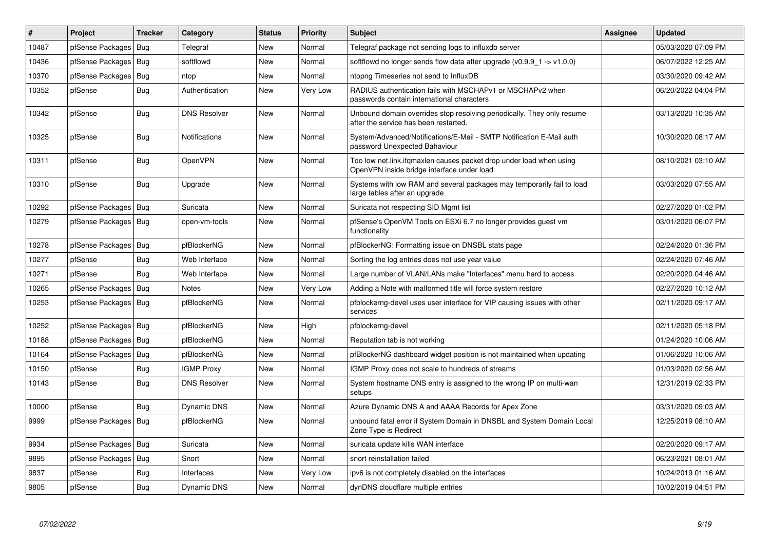| # | Project | Tracker | Category | Status | Priority | Subject | Assignee | Updated |
|---|---|---|---|---|---|---|---|---|
| 10487 | pfSense Packages | Bug | Telegraf | New | Normal | Telegraf package not sending logs to influxdb server | | 05/03/2020 07:09 PM |
| 10436 | pfSense Packages | Bug | softflowd | New | Normal | softflowd no longer sends flow data after upgrade (v0.9.9_1 -> v1.0.0) | | 06/07/2022 12:25 AM |
| 10370 | pfSense Packages | Bug | ntop | New | Normal | ntopng Timeseries not send to InfluxDB | | 03/30/2020 09:42 AM |
| 10352 | pfSense | Bug | Authentication | New | Very Low | RADIUS authentication fails with MSCHAPv1 or MSCHAPv2 when passwords contain international characters | | 06/20/2022 04:04 PM |
| 10342 | pfSense | Bug | DNS Resolver | New | Normal | Unbound domain overrides stop resolving periodically. They only resume after the service has been restarted. | | 03/13/2020 10:35 AM |
| 10325 | pfSense | Bug | Notifications | New | Normal | System/Advanced/Notifications/E-Mail - SMTP Notification E-Mail auth password Unexpected Bahaviour | | 10/30/2020 08:17 AM |
| 10311 | pfSense | Bug | OpenVPN | New | Normal | Too low net.link.ifqmaxlen causes packet drop under load when using OpenVPN inside bridge interface under load | | 08/10/2021 03:10 AM |
| 10310 | pfSense | Bug | Upgrade | New | Normal | Systems with low RAM and several packages may temporarily fail to load large tables after an upgrade | | 03/03/2020 07:55 AM |
| 10292 | pfSense Packages | Bug | Suricata | New | Normal | Suricata not respecting SID Mgmt list | | 02/27/2020 01:02 PM |
| 10279 | pfSense Packages | Bug | open-vm-tools | New | Normal | pfSense's OpenVM Tools on ESXi 6.7 no longer provides guest vm functionality | | 03/01/2020 06:07 PM |
| 10278 | pfSense Packages | Bug | pfBlockerNG | New | Normal | pfBlockerNG: Formatting issue on DNSBL stats page | | 02/24/2020 01:36 PM |
| 10277 | pfSense | Bug | Web Interface | New | Normal | Sorting the log entries does not use year value | | 02/24/2020 07:46 AM |
| 10271 | pfSense | Bug | Web Interface | New | Normal | Large number of VLAN/LANs make "Interfaces" menu hard to access | | 02/20/2020 04:46 AM |
| 10265 | pfSense Packages | Bug | Notes | New | Very Low | Adding a Note with malformed title will force system restore | | 02/27/2020 10:12 AM |
| 10253 | pfSense Packages | Bug | pfBlockerNG | New | Normal | pfblockerng-devel uses user interface for VIP causing issues with other services | | 02/11/2020 09:17 AM |
| 10252 | pfSense Packages | Bug | pfBlockerNG | New | High | pfblockerng-devel | | 02/11/2020 05:18 PM |
| 10188 | pfSense Packages | Bug | pfBlockerNG | New | Normal | Reputation tab is not working | | 01/24/2020 10:06 AM |
| 10164 | pfSense Packages | Bug | pfBlockerNG | New | Normal | pfBlockerNG dashboard widget position is not maintained when updating | | 01/06/2020 10:06 AM |
| 10150 | pfSense | Bug | IGMP Proxy | New | Normal | IGMP Proxy does not scale to hundreds of streams | | 01/03/2020 02:56 AM |
| 10143 | pfSense | Bug | DNS Resolver | New | Normal | System hostname DNS entry is assigned to the wrong IP on multi-wan setups | | 12/31/2019 02:33 PM |
| 10000 | pfSense | Bug | Dynamic DNS | New | Normal | Azure Dynamic DNS A and AAAA Records for Apex Zone | | 03/31/2020 09:03 AM |
| 9999 | pfSense Packages | Bug | pfBlockerNG | New | Normal | unbound fatal error if System Domain in DNSBL and System Domain Local Zone Type is Redirect | | 12/25/2019 08:10 AM |
| 9934 | pfSense Packages | Bug | Suricata | New | Normal | suricata update kills WAN interface | | 02/20/2020 09:17 AM |
| 9895 | pfSense Packages | Bug | Snort | New | Normal | snort reinstallation failed | | 06/23/2021 08:01 AM |
| 9837 | pfSense | Bug | Interfaces | New | Very Low | ipv6 is not completely disabled on the interfaces | | 10/24/2019 01:16 AM |
| 9805 | pfSense | Bug | Dynamic DNS | New | Normal | dynDNS cloudflare multiple entries | | 10/02/2019 04:51 PM |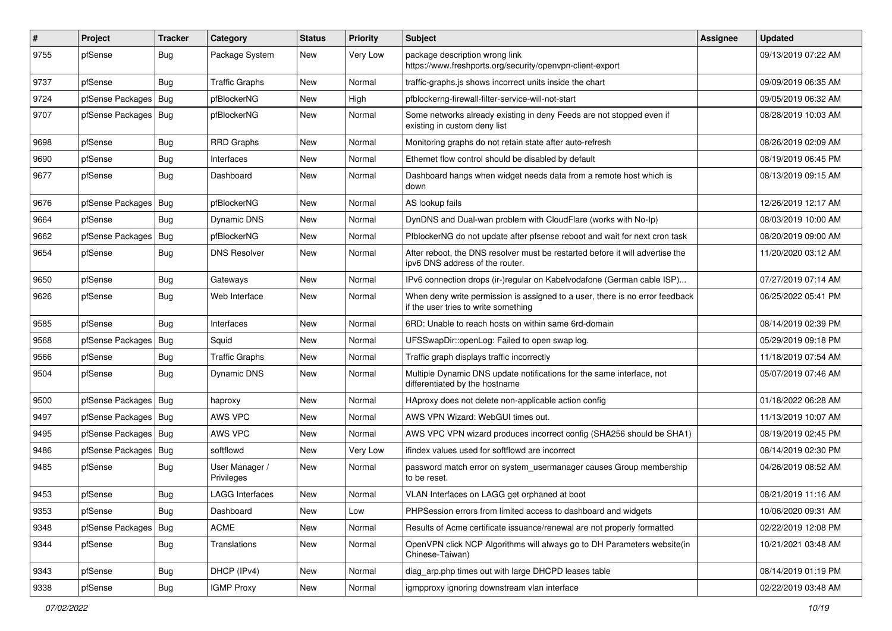| # | Project | Tracker | Category | Status | Priority | Subject | Assignee | Updated |
|---|---|---|---|---|---|---|---|---|
| 9755 | pfSense | Bug | Package System | New | Very Low | package description wrong link https://www.freshports.org/security/openvpn-client-export | | 09/13/2019 07:22 AM |
| 9737 | pfSense | Bug | Traffic Graphs | New | Normal | traffic-graphs.js shows incorrect units inside the chart | | 09/09/2019 06:35 AM |
| 9724 | pfSense Packages | Bug | pfBlockerNG | New | High | pfblockerng-firewall-filter-service-will-not-start | | 09/05/2019 06:32 AM |
| 9707 | pfSense Packages | Bug | pfBlockerNG | New | Normal | Some networks already existing in deny Feeds are not stopped even if existing in custom deny list | | 08/28/2019 10:03 AM |
| 9698 | pfSense | Bug | RRD Graphs | New | Normal | Monitoring graphs do not retain state after auto-refresh | | 08/26/2019 02:09 AM |
| 9690 | pfSense | Bug | Interfaces | New | Normal | Ethernet flow control should be disabled by default | | 08/19/2019 06:45 PM |
| 9677 | pfSense | Bug | Dashboard | New | Normal | Dashboard hangs when widget needs data from a remote host which is down | | 08/13/2019 09:15 AM |
| 9676 | pfSense Packages | Bug | pfBlockerNG | New | Normal | AS lookup fails | | 12/26/2019 12:17 AM |
| 9664 | pfSense | Bug | Dynamic DNS | New | Normal | DynDNS and Dual-wan problem with CloudFlare (works with No-Ip) | | 08/03/2019 10:00 AM |
| 9662 | pfSense Packages | Bug | pfBlockerNG | New | Normal | PfblockerNG do not update after pfsense reboot and wait for next cron task | | 08/20/2019 09:00 AM |
| 9654 | pfSense | Bug | DNS Resolver | New | Normal | After reboot, the DNS resolver must be restarted before it will advertise the ipv6 DNS address of the router. | | 11/20/2020 03:12 AM |
| 9650 | pfSense | Bug | Gateways | New | Normal | IPv6 connection drops (ir-)regular on Kabelvodafone (German cable ISP)... | | 07/27/2019 07:14 AM |
| 9626 | pfSense | Bug | Web Interface | New | Normal | When deny write permission is assigned to a user, there is no error feedback if the user tries to write something | | 06/25/2022 05:41 PM |
| 9585 | pfSense | Bug | Interfaces | New | Normal | 6RD: Unable to reach hosts on within same 6rd-domain | | 08/14/2019 02:39 PM |
| 9568 | pfSense Packages | Bug | Squid | New | Normal | UFSSwapDir::openLog: Failed to open swap log. | | 05/29/2019 09:18 PM |
| 9566 | pfSense | Bug | Traffic Graphs | New | Normal | Traffic graph displays traffic incorrectly | | 11/18/2019 07:54 AM |
| 9504 | pfSense | Bug | Dynamic DNS | New | Normal | Multiple Dynamic DNS update notifications for the same interface, not differentiated by the hostname | | 05/07/2019 07:46 AM |
| 9500 | pfSense Packages | Bug | haproxy | New | Normal | HAproxy does not delete non-applicable action config | | 01/18/2022 06:28 AM |
| 9497 | pfSense Packages | Bug | AWS VPC | New | Normal | AWS VPN Wizard: WebGUI times out. | | 11/13/2019 10:07 AM |
| 9495 | pfSense Packages | Bug | AWS VPC | New | Normal | AWS VPC VPN wizard produces incorrect config (SHA256 should be SHA1) | | 08/19/2019 02:45 PM |
| 9486 | pfSense Packages | Bug | softflowd | New | Very Low | ifindex values used for softflowd are incorrect | | 08/14/2019 02:30 PM |
| 9485 | pfSense | Bug | User Manager / Privileges | New | Normal | password match error on system_usermanager causes Group membership to be reset. | | 04/26/2019 08:52 AM |
| 9453 | pfSense | Bug | LAGG Interfaces | New | Normal | VLAN Interfaces on LAGG get orphaned at boot | | 08/21/2019 11:16 AM |
| 9353 | pfSense | Bug | Dashboard | New | Low | PHPSession errors from limited access to dashboard and widgets | | 10/06/2020 09:31 AM |
| 9348 | pfSense Packages | Bug | ACME | New | Normal | Results of Acme certificate issuance/renewal are not properly formatted | | 02/22/2019 12:08 PM |
| 9344 | pfSense | Bug | Translations | New | Normal | OpenVPN click NCP Algorithms will always go to DH Parameters website(in Chinese-Taiwan) | | 10/21/2021 03:48 AM |
| 9343 | pfSense | Bug | DHCP (IPv4) | New | Normal | diag_arp.php times out with large DHCPD leases table | | 08/14/2019 01:19 PM |
| 9338 | pfSense | Bug | IGMP Proxy | New | Normal | igmpproxy ignoring downstream vlan interface | | 02/22/2019 03:48 AM |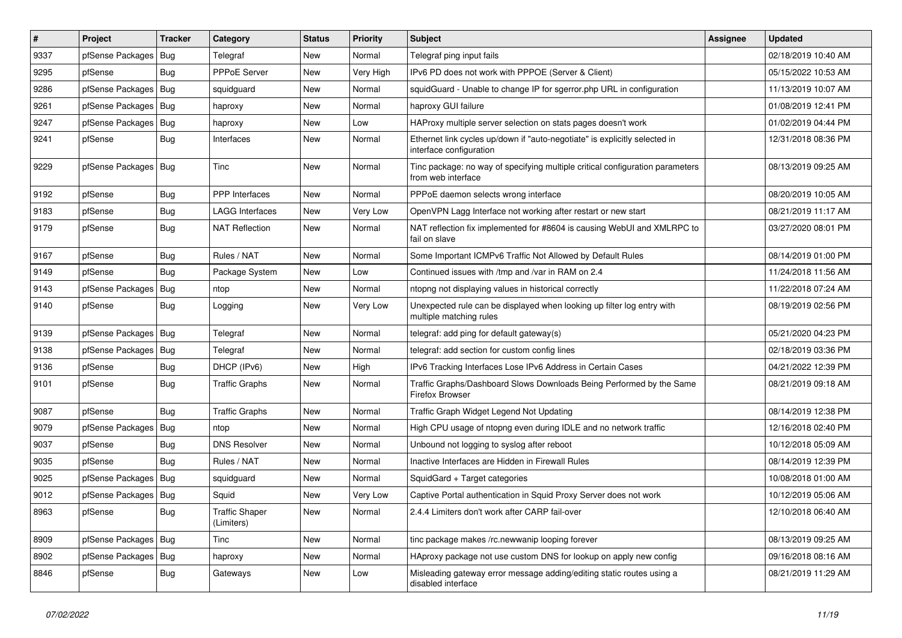| # | Project | Tracker | Category | Status | Priority | Subject | Assignee | Updated |
|---|---|---|---|---|---|---|---|---|
| 9337 | pfSense Packages | Bug | Telegraf | New | Normal | Telegraf ping input fails | | 02/18/2019 10:40 AM |
| 9295 | pfSense | Bug | PPPoE Server | New | Very High | IPv6 PD does not work with PPPOE (Server & Client) | | 05/15/2022 10:53 AM |
| 9286 | pfSense Packages | Bug | squidguard | New | Normal | squidGuard - Unable to change IP for sgerror.php URL in configuration | | 11/13/2019 10:07 AM |
| 9261 | pfSense Packages | Bug | haproxy | New | Normal | haproxy GUI failure | | 01/08/2019 12:41 PM |
| 9247 | pfSense Packages | Bug | haproxy | New | Low | HAProxy multiple server selection on stats pages doesn't work | | 01/02/2019 04:44 PM |
| 9241 | pfSense | Bug | Interfaces | New | Normal | Ethernet link cycles up/down if "auto-negotiate" is explicitly selected in interface configuration | | 12/31/2018 08:36 PM |
| 9229 | pfSense Packages | Bug | Tinc | New | Normal | Tinc package: no way of specifying multiple critical configuration parameters from web interface | | 08/13/2019 09:25 AM |
| 9192 | pfSense | Bug | PPP Interfaces | New | Normal | PPPoE daemon selects wrong interface | | 08/20/2019 10:05 AM |
| 9183 | pfSense | Bug | LAGG Interfaces | New | Very Low | OpenVPN Lagg Interface not working after restart or new start | | 08/21/2019 11:17 AM |
| 9179 | pfSense | Bug | NAT Reflection | New | Normal | NAT reflection fix implemented for #8604 is causing WebUI and XMLRPC to fail on slave | | 03/27/2020 08:01 PM |
| 9167 | pfSense | Bug | Rules / NAT | New | Normal | Some Important ICMPv6 Traffic Not Allowed by Default Rules | | 08/14/2019 01:00 PM |
| 9149 | pfSense | Bug | Package System | New | Low | Continued issues with /tmp and /var in RAM on 2.4 | | 11/24/2018 11:56 AM |
| 9143 | pfSense Packages | Bug | ntop | New | Normal | ntopng not displaying values in historical correctly | | 11/22/2018 07:24 AM |
| 9140 | pfSense | Bug | Logging | New | Very Low | Unexpected rule can be displayed when looking up filter log entry with multiple matching rules | | 08/19/2019 02:56 PM |
| 9139 | pfSense Packages | Bug | Telegraf | New | Normal | telegraf: add ping for default gateway(s) | | 05/21/2020 04:23 PM |
| 9138 | pfSense Packages | Bug | Telegraf | New | Normal | telegraf: add section for custom config lines | | 02/18/2019 03:36 PM |
| 9136 | pfSense | Bug | DHCP (IPv6) | New | High | IPv6 Tracking Interfaces Lose IPv6 Address in Certain Cases | | 04/21/2022 12:39 PM |
| 9101 | pfSense | Bug | Traffic Graphs | New | Normal | Traffic Graphs/Dashboard Slows Downloads Being Performed by the Same Firefox Browser | | 08/21/2019 09:18 AM |
| 9087 | pfSense | Bug | Traffic Graphs | New | Normal | Traffic Graph Widget Legend Not Updating | | 08/14/2019 12:38 PM |
| 9079 | pfSense Packages | Bug | ntop | New | Normal | High CPU usage of ntopng even during IDLE and no network traffic | | 12/16/2018 02:40 PM |
| 9037 | pfSense | Bug | DNS Resolver | New | Normal | Unbound not logging to syslog after reboot | | 10/12/2018 05:09 AM |
| 9035 | pfSense | Bug | Rules / NAT | New | Normal | Inactive Interfaces are Hidden in Firewall Rules | | 08/14/2019 12:39 PM |
| 9025 | pfSense Packages | Bug | squidguard | New | Normal | SquidGard + Target categories | | 10/08/2018 01:00 AM |
| 9012 | pfSense Packages | Bug | Squid | New | Very Low | Captive Portal authentication in Squid Proxy Server does not work | | 10/12/2019 05:06 AM |
| 8963 | pfSense | Bug | Traffic Shaper (Limiters) | New | Normal | 2.4.4 Limiters don't work after CARP fail-over | | 12/10/2018 06:40 AM |
| 8909 | pfSense Packages | Bug | Tinc | New | Normal | tinc package makes /rc.newwanip looping forever | | 08/13/2019 09:25 AM |
| 8902 | pfSense Packages | Bug | haproxy | New | Normal | HAproxy package not use custom DNS for lookup on apply new config | | 09/16/2018 08:16 AM |
| 8846 | pfSense | Bug | Gateways | New | Low | Misleading gateway error message adding/editing static routes using a disabled interface | | 08/21/2019 11:29 AM |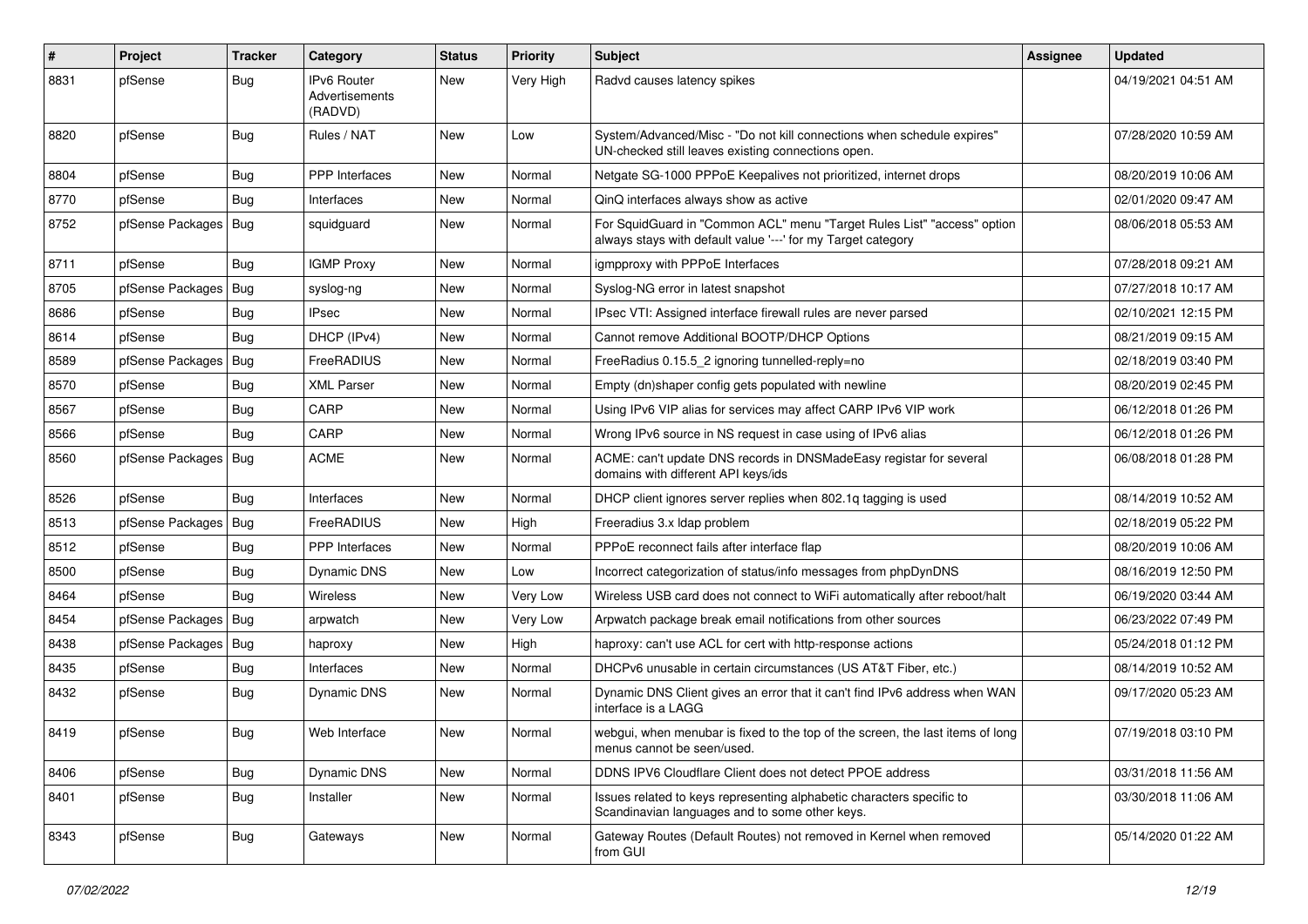| # | Project | Tracker | Category | Status | Priority | Subject | Assignee | Updated |
|---|---|---|---|---|---|---|---|---|
| 8831 | pfSense | Bug | IPv6 Router Advertisements (RADVD) | New | Very High | Radvd causes latency spikes | | 04/19/2021 04:51 AM |
| 8820 | pfSense | Bug | Rules / NAT | New | Low | System/Advanced/Misc - "Do not kill connections when schedule expires" UN-checked still leaves existing connections open. | | 07/28/2020 10:59 AM |
| 8804 | pfSense | Bug | PPP Interfaces | New | Normal | Netgate SG-1000 PPPoE Keepalives not prioritized, internet drops | | 08/20/2019 10:06 AM |
| 8770 | pfSense | Bug | Interfaces | New | Normal | QinQ interfaces always show as active | | 02/01/2020 09:47 AM |
| 8752 | pfSense Packages | Bug | squidguard | New | Normal | For SquidGuard in "Common ACL" menu "Target Rules List" "access" option always stays with default value '---' for my Target category | | 08/06/2018 05:53 AM |
| 8711 | pfSense | Bug | IGMP Proxy | New | Normal | igmpproxy with PPPoE Interfaces | | 07/28/2018 09:21 AM |
| 8705 | pfSense Packages | Bug | syslog-ng | New | Normal | Syslog-NG error in latest snapshot | | 07/27/2018 10:17 AM |
| 8686 | pfSense | Bug | IPsec | New | Normal | IPsec VTI: Assigned interface firewall rules are never parsed | | 02/10/2021 12:15 PM |
| 8614 | pfSense | Bug | DHCP (IPv4) | New | Normal | Cannot remove Additional BOOTP/DHCP Options | | 08/21/2019 09:15 AM |
| 8589 | pfSense Packages | Bug | FreeRADIUS | New | Normal | FreeRadius 0.15.5_2 ignoring tunnelled-reply=no | | 02/18/2019 03:40 PM |
| 8570 | pfSense | Bug | XML Parser | New | Normal | Empty (dn)shaper config gets populated with newline | | 08/20/2019 02:45 PM |
| 8567 | pfSense | Bug | CARP | New | Normal | Using IPv6 VIP alias for services may affect CARP IPv6 VIP work | | 06/12/2018 01:26 PM |
| 8566 | pfSense | Bug | CARP | New | Normal | Wrong IPv6 source in NS request in case using of IPv6 alias | | 06/12/2018 01:26 PM |
| 8560 | pfSense Packages | Bug | ACME | New | Normal | ACME: can't update DNS records in DNSMadeEasy registar for several domains with different API keys/ids | | 06/08/2018 01:28 PM |
| 8526 | pfSense | Bug | Interfaces | New | Normal | DHCP client ignores server replies when 802.1q tagging is used | | 08/14/2019 10:52 AM |
| 8513 | pfSense Packages | Bug | FreeRADIUS | New | High | Freeradius 3.x ldap problem | | 02/18/2019 05:22 PM |
| 8512 | pfSense | Bug | PPP Interfaces | New | Normal | PPPoE reconnect fails after interface flap | | 08/20/2019 10:06 AM |
| 8500 | pfSense | Bug | Dynamic DNS | New | Low | Incorrect categorization of status/info messages from phpDynDNS | | 08/16/2019 12:50 PM |
| 8464 | pfSense | Bug | Wireless | New | Very Low | Wireless USB card does not connect to WiFi automatically after reboot/halt | | 06/19/2020 03:44 AM |
| 8454 | pfSense Packages | Bug | arpwatch | New | Very Low | Arpwatch package break email notifications from other sources | | 06/23/2022 07:49 PM |
| 8438 | pfSense Packages | Bug | haproxy | New | High | haproxy: can't use ACL for cert with http-response actions | | 05/24/2018 01:12 PM |
| 8435 | pfSense | Bug | Interfaces | New | Normal | DHCPv6 unusable in certain circumstances (US AT&T Fiber, etc.) | | 08/14/2019 10:52 AM |
| 8432 | pfSense | Bug | Dynamic DNS | New | Normal | Dynamic DNS Client gives an error that it can't find IPv6 address when WAN interface is a LAGG | | 09/17/2020 05:23 AM |
| 8419 | pfSense | Bug | Web Interface | New | Normal | webgui, when menubar is fixed to the top of the screen, the last items of long menus cannot be seen/used. | | 07/19/2018 03:10 PM |
| 8406 | pfSense | Bug | Dynamic DNS | New | Normal | DDNS IPV6 Cloudflare Client does not detect PPOE address | | 03/31/2018 11:56 AM |
| 8401 | pfSense | Bug | Installer | New | Normal | Issues related to keys representing alphabetic characters specific to Scandinavian languages and to some other keys. | | 03/30/2018 11:06 AM |
| 8343 | pfSense | Bug | Gateways | New | Normal | Gateway Routes (Default Routes) not removed in Kernel when removed from GUI | | 05/14/2020 01:22 AM |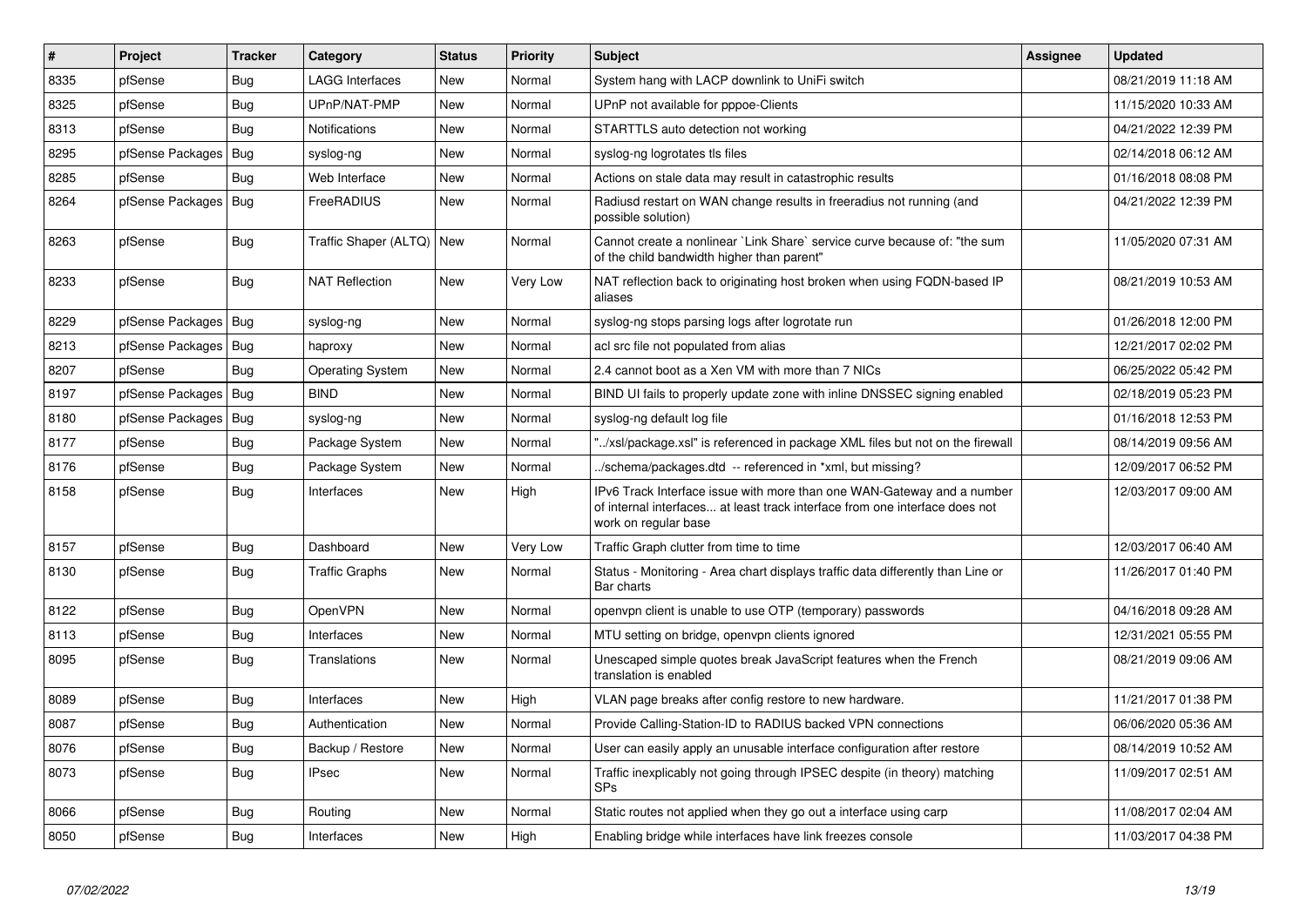| # | Project | Tracker | Category | Status | Priority | Subject | Assignee | Updated |
|---|---|---|---|---|---|---|---|---|
| 8335 | pfSense | Bug | LAGG Interfaces | New | Normal | System hang with LACP downlink to UniFi switch | | 08/21/2019 11:18 AM |
| 8325 | pfSense | Bug | UPnP/NAT-PMP | New | Normal | UPnP not available for pppoe-Clients | | 11/15/2020 10:33 AM |
| 8313 | pfSense | Bug | Notifications | New | Normal | STARTTLS auto detection not working | | 04/21/2022 12:39 PM |
| 8295 | pfSense Packages | Bug | syslog-ng | New | Normal | syslog-ng logrotates tls files | | 02/14/2018 06:12 AM |
| 8285 | pfSense | Bug | Web Interface | New | Normal | Actions on stale data may result in catastrophic results | | 01/16/2018 08:08 PM |
| 8264 | pfSense Packages | Bug | FreeRADIUS | New | Normal | Radiusd restart on WAN change results in freeradius not running (and possible solution) | | 04/21/2022 12:39 PM |
| 8263 | pfSense | Bug | Traffic Shaper (ALTQ) | New | Normal | Cannot create a nonlinear `Link Share` service curve because of: "the sum of the child bandwidth higher than parent" | | 11/05/2020 07:31 AM |
| 8233 | pfSense | Bug | NAT Reflection | New | Very Low | NAT reflection back to originating host broken when using FQDN-based IP aliases | | 08/21/2019 10:53 AM |
| 8229 | pfSense Packages | Bug | syslog-ng | New | Normal | syslog-ng stops parsing logs after logrotate run | | 01/26/2018 12:00 PM |
| 8213 | pfSense Packages | Bug | haproxy | New | Normal | acl src file not populated from alias | | 12/21/2017 02:02 PM |
| 8207 | pfSense | Bug | Operating System | New | Normal | 2.4 cannot boot as a Xen VM with more than 7 NICs | | 06/25/2022 05:42 PM |
| 8197 | pfSense Packages | Bug | BIND | New | Normal | BIND UI fails to properly update zone with inline DNSSEC signing enabled | | 02/18/2019 05:23 PM |
| 8180 | pfSense Packages | Bug | syslog-ng | New | Normal | syslog-ng default log file | | 01/16/2018 12:53 PM |
| 8177 | pfSense | Bug | Package System | New | Normal | "../xsl/package.xsl" is referenced in package XML files but not on the firewall | | 08/14/2019 09:56 AM |
| 8176 | pfSense | Bug | Package System | New | Normal | ../schema/packages.dtd -- referenced in *xml, but missing? | | 12/09/2017 06:52 PM |
| 8158 | pfSense | Bug | Interfaces | New | High | IPv6 Track Interface issue with more than one WAN-Gateway and a number of internal interfaces... at least track interface from one interface does not work on regular base | | 12/03/2017 09:00 AM |
| 8157 | pfSense | Bug | Dashboard | New | Very Low | Traffic Graph clutter from time to time | | 12/03/2017 06:40 AM |
| 8130 | pfSense | Bug | Traffic Graphs | New | Normal | Status - Monitoring - Area chart displays traffic data differently than Line or Bar charts | | 11/26/2017 01:40 PM |
| 8122 | pfSense | Bug | OpenVPN | New | Normal | openvpn client is unable to use OTP (temporary) passwords | | 04/16/2018 09:28 AM |
| 8113 | pfSense | Bug | Interfaces | New | Normal | MTU setting on bridge, openvpn clients ignored | | 12/31/2021 05:55 PM |
| 8095 | pfSense | Bug | Translations | New | Normal | Unescaped simple quotes break JavaScript features when the French translation is enabled | | 08/21/2019 09:06 AM |
| 8089 | pfSense | Bug | Interfaces | New | High | VLAN page breaks after config restore to new hardware. | | 11/21/2017 01:38 PM |
| 8087 | pfSense | Bug | Authentication | New | Normal | Provide Calling-Station-ID to RADIUS backed VPN connections | | 06/06/2020 05:36 AM |
| 8076 | pfSense | Bug | Backup / Restore | New | Normal | User can easily apply an unusable interface configuration after restore | | 08/14/2019 10:52 AM |
| 8073 | pfSense | Bug | IPsec | New | Normal | Traffic inexplicably not going through IPSEC despite (in theory) matching SPs | | 11/09/2017 02:51 AM |
| 8066 | pfSense | Bug | Routing | New | Normal | Static routes not applied when they go out a interface using carp | | 11/08/2017 02:04 AM |
| 8050 | pfSense | Bug | Interfaces | New | High | Enabling bridge while interfaces have link freezes console | | 11/03/2017 04:38 PM |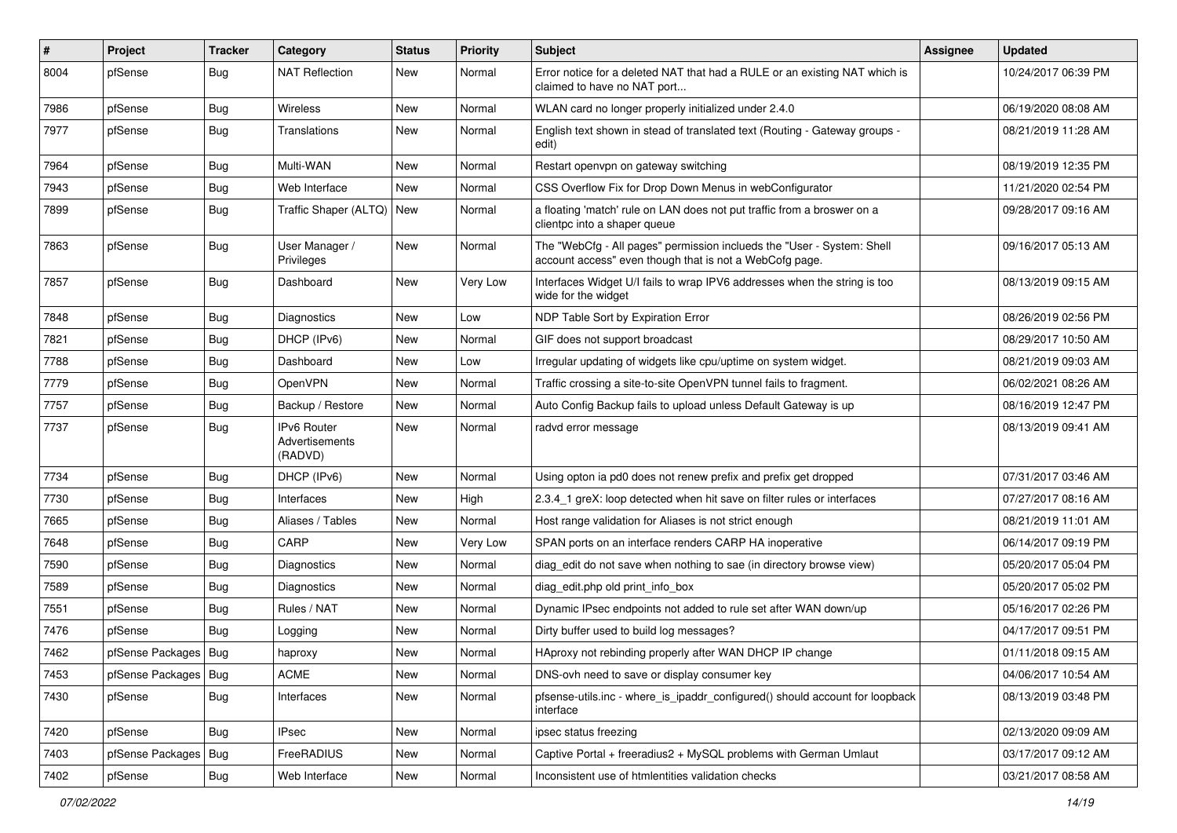| # | Project | Tracker | Category | Status | Priority | Subject | Assignee | Updated |
|---|---|---|---|---|---|---|---|---|
| 8004 | pfSense | Bug | NAT Reflection | New | Normal | Error notice for a deleted NAT that had a RULE or an existing NAT which is claimed to have no NAT port... | | 10/24/2017 06:39 PM |
| 7986 | pfSense | Bug | Wireless | New | Normal | WLAN card no longer properly initialized under 2.4.0 | | 06/19/2020 08:08 AM |
| 7977 | pfSense | Bug | Translations | New | Normal | English text shown in stead of translated text (Routing - Gateway groups - edit) | | 08/21/2019 11:28 AM |
| 7964 | pfSense | Bug | Multi-WAN | New | Normal | Restart openvpn on gateway switching | | 08/19/2019 12:35 PM |
| 7943 | pfSense | Bug | Web Interface | New | Normal | CSS Overflow Fix for Drop Down Menus in webConfigurator | | 11/21/2020 02:54 PM |
| 7899 | pfSense | Bug | Traffic Shaper (ALTQ) | New | Normal | a floating 'match' rule on LAN does not put traffic from a broswer on a clientpc into a shaper queue | | 09/28/2017 09:16 AM |
| 7863 | pfSense | Bug | User Manager / Privileges | New | Normal | The "WebCfg - All pages" permission inclueds the "User - System: Shell account access" even though that is not a WebCofg page. | | 09/16/2017 05:13 AM |
| 7857 | pfSense | Bug | Dashboard | New | Very Low | Interfaces Widget U/I fails to wrap IPV6 addresses when the string is too wide for the widget | | 08/13/2019 09:15 AM |
| 7848 | pfSense | Bug | Diagnostics | New | Low | NDP Table Sort by Expiration Error | | 08/26/2019 02:56 PM |
| 7821 | pfSense | Bug | DHCP (IPv6) | New | Normal | GIF does not support broadcast | | 08/29/2017 10:50 AM |
| 7788 | pfSense | Bug | Dashboard | New | Low | Irregular updating of widgets like cpu/uptime on system widget. | | 08/21/2019 09:03 AM |
| 7779 | pfSense | Bug | OpenVPN | New | Normal | Traffic crossing a site-to-site OpenVPN tunnel fails to fragment. | | 06/02/2021 08:26 AM |
| 7757 | pfSense | Bug | Backup / Restore | New | Normal | Auto Config Backup fails to upload unless Default Gateway is up | | 08/16/2019 12:47 PM |
| 7737 | pfSense | Bug | IPv6 Router Advertisements (RADVD) | New | Normal | radvd error message | | 08/13/2019 09:41 AM |
| 7734 | pfSense | Bug | DHCP (IPv6) | New | Normal | Using opton ia pd0 does not renew prefix and prefix get dropped | | 07/31/2017 03:46 AM |
| 7730 | pfSense | Bug | Interfaces | New | High | 2.3.4_1 greX: loop detected when hit save on filter rules or interfaces | | 07/27/2017 08:16 AM |
| 7665 | pfSense | Bug | Aliases / Tables | New | Normal | Host range validation for Aliases is not strict enough | | 08/21/2019 11:01 AM |
| 7648 | pfSense | Bug | CARP | New | Very Low | SPAN ports on an interface renders CARP HA inoperative | | 06/14/2017 09:19 PM |
| 7590 | pfSense | Bug | Diagnostics | New | Normal | diag_edit do not save when nothing to sae (in directory browse view) | | 05/20/2017 05:04 PM |
| 7589 | pfSense | Bug | Diagnostics | New | Normal | diag_edit.php old print_info_box | | 05/20/2017 05:02 PM |
| 7551 | pfSense | Bug | Rules / NAT | New | Normal | Dynamic IPsec endpoints not added to rule set after WAN down/up | | 05/16/2017 02:26 PM |
| 7476 | pfSense | Bug | Logging | New | Normal | Dirty buffer used to build log messages? | | 04/17/2017 09:51 PM |
| 7462 | pfSense Packages | Bug | haproxy | New | Normal | HAproxy not rebinding properly after WAN DHCP IP change | | 01/11/2018 09:15 AM |
| 7453 | pfSense Packages | Bug | ACME | New | Normal | DNS-ovh need to save or display consumer key | | 04/06/2017 10:54 AM |
| 7430 | pfSense | Bug | Interfaces | New | Normal | pfsense-utils.inc - where_is_ipaddr_configured() should account for loopback interface | | 08/13/2019 03:48 PM |
| 7420 | pfSense | Bug | IPsec | New | Normal | ipsec status freezing | | 02/13/2020 09:09 AM |
| 7403 | pfSense Packages | Bug | FreeRADIUS | New | Normal | Captive Portal + freeradius2 + MySQL problems with German Umlaut | | 03/17/2017 09:12 AM |
| 7402 | pfSense | Bug | Web Interface | New | Normal | Inconsistent use of htmlentities validation checks | | 03/21/2017 08:58 AM |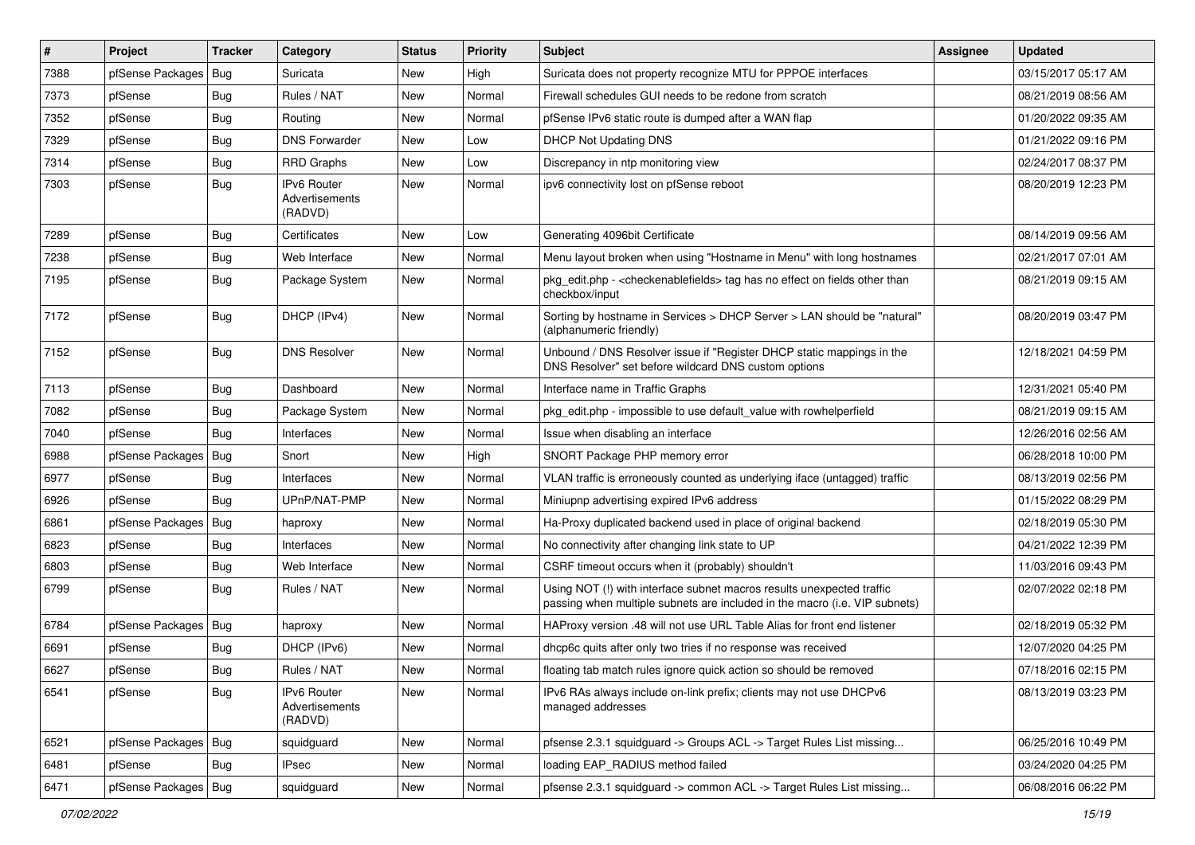| # | Project | Tracker | Category | Status | Priority | Subject | Assignee | Updated |
|---|---|---|---|---|---|---|---|---|
| 7388 | pfSense Packages | Bug | Suricata | New | High | Suricata does not property recognize MTU for PPPOE interfaces | | 03/15/2017 05:17 AM |
| 7373 | pfSense | Bug | Rules / NAT | New | Normal | Firewall schedules GUI needs to be redone from scratch | | 08/21/2019 08:56 AM |
| 7352 | pfSense | Bug | Routing | New | Normal | pfSense IPv6 static route is dumped after a WAN flap | | 01/20/2022 09:35 AM |
| 7329 | pfSense | Bug | DNS Forwarder | New | Low | DHCP Not Updating DNS | | 01/21/2022 09:16 PM |
| 7314 | pfSense | Bug | RRD Graphs | New | Low | Discrepancy in ntp monitoring view | | 02/24/2017 08:37 PM |
| 7303 | pfSense | Bug | IPv6 Router Advertisements (RADVD) | New | Normal | ipv6 connectivity lost on pfSense reboot | | 08/20/2019 12:23 PM |
| 7289 | pfSense | Bug | Certificates | New | Low | Generating 4096bit Certificate | | 08/14/2019 09:56 AM |
| 7238 | pfSense | Bug | Web Interface | New | Normal | Menu layout broken when using "Hostname in Menu" with long hostnames | | 02/21/2017 07:01 AM |
| 7195 | pfSense | Bug | Package System | New | Normal | pkg_edit.php - <checkenablefields> tag has no effect on fields other than checkbox/input | | 08/21/2019 09:15 AM |
| 7172 | pfSense | Bug | DHCP (IPv4) | New | Normal | Sorting by hostname in Services > DHCP Server > LAN should be "natural" (alphanumeric friendly) | | 08/20/2019 03:47 PM |
| 7152 | pfSense | Bug | DNS Resolver | New | Normal | Unbound / DNS Resolver issue if "Register DHCP static mappings in the DNS Resolver" set before wildcard DNS custom options | | 12/18/2021 04:59 PM |
| 7113 | pfSense | Bug | Dashboard | New | Normal | Interface name in Traffic Graphs | | 12/31/2021 05:40 PM |
| 7082 | pfSense | Bug | Package System | New | Normal | pkg_edit.php - impossible to use default_value with rowhelperfield | | 08/21/2019 09:15 AM |
| 7040 | pfSense | Bug | Interfaces | New | Normal | Issue when disabling an interface | | 12/26/2016 02:56 AM |
| 6988 | pfSense Packages | Bug | Snort | New | High | SNORT Package PHP memory error | | 06/28/2018 10:00 PM |
| 6977 | pfSense | Bug | Interfaces | New | Normal | VLAN traffic is erroneously counted as underlying iface (untagged) traffic | | 08/13/2019 02:56 PM |
| 6926 | pfSense | Bug | UPnP/NAT-PMP | New | Normal | Miniupnp advertising expired IPv6 address | | 01/15/2022 08:29 PM |
| 6861 | pfSense Packages | Bug | haproxy | New | Normal | Ha-Proxy duplicated backend used in place of original backend | | 02/18/2019 05:30 PM |
| 6823 | pfSense | Bug | Interfaces | New | Normal | No connectivity after changing link state to UP | | 04/21/2022 12:39 PM |
| 6803 | pfSense | Bug | Web Interface | New | Normal | CSRF timeout occurs when it (probably) shouldn't | | 11/03/2016 09:43 PM |
| 6799 | pfSense | Bug | Rules / NAT | New | Normal | Using NOT (!) with interface subnet macros results unexpected traffic passing when multiple subnets are included in the macro (i.e. VIP subnets) | | 02/07/2022 02:18 PM |
| 6784 | pfSense Packages | Bug | haproxy | New | Normal | HAproxy version .48 will not use URL Table Alias for front end listener | | 02/18/2019 05:32 PM |
| 6691 | pfSense | Bug | DHCP (IPv6) | New | Normal | dhcp6c quits after only two tries if no response was received | | 12/07/2020 04:25 PM |
| 6627 | pfSense | Bug | Rules / NAT | New | Normal | floating tab match rules ignore quick action so should be removed | | 07/18/2016 02:15 PM |
| 6541 | pfSense | Bug | IPv6 Router Advertisements (RADVD) | New | Normal | IPv6 RAs always include on-link prefix; clients may not use DHCPv6 managed addresses | | 08/13/2019 03:23 PM |
| 6521 | pfSense Packages | Bug | squidguard | New | Normal | pfsense 2.3.1 squidguard -> Groups ACL -> Target Rules List missing... | | 06/25/2016 10:49 PM |
| 6481 | pfSense | Bug | IPsec | New | Normal | loading EAP_RADIUS method failed | | 03/24/2020 04:25 PM |
| 6471 | pfSense Packages | Bug | squidguard | New | Normal | pfsense 2.3.1 squidguard -> common ACL -> Target Rules List missing... | | 06/08/2016 06:22 PM |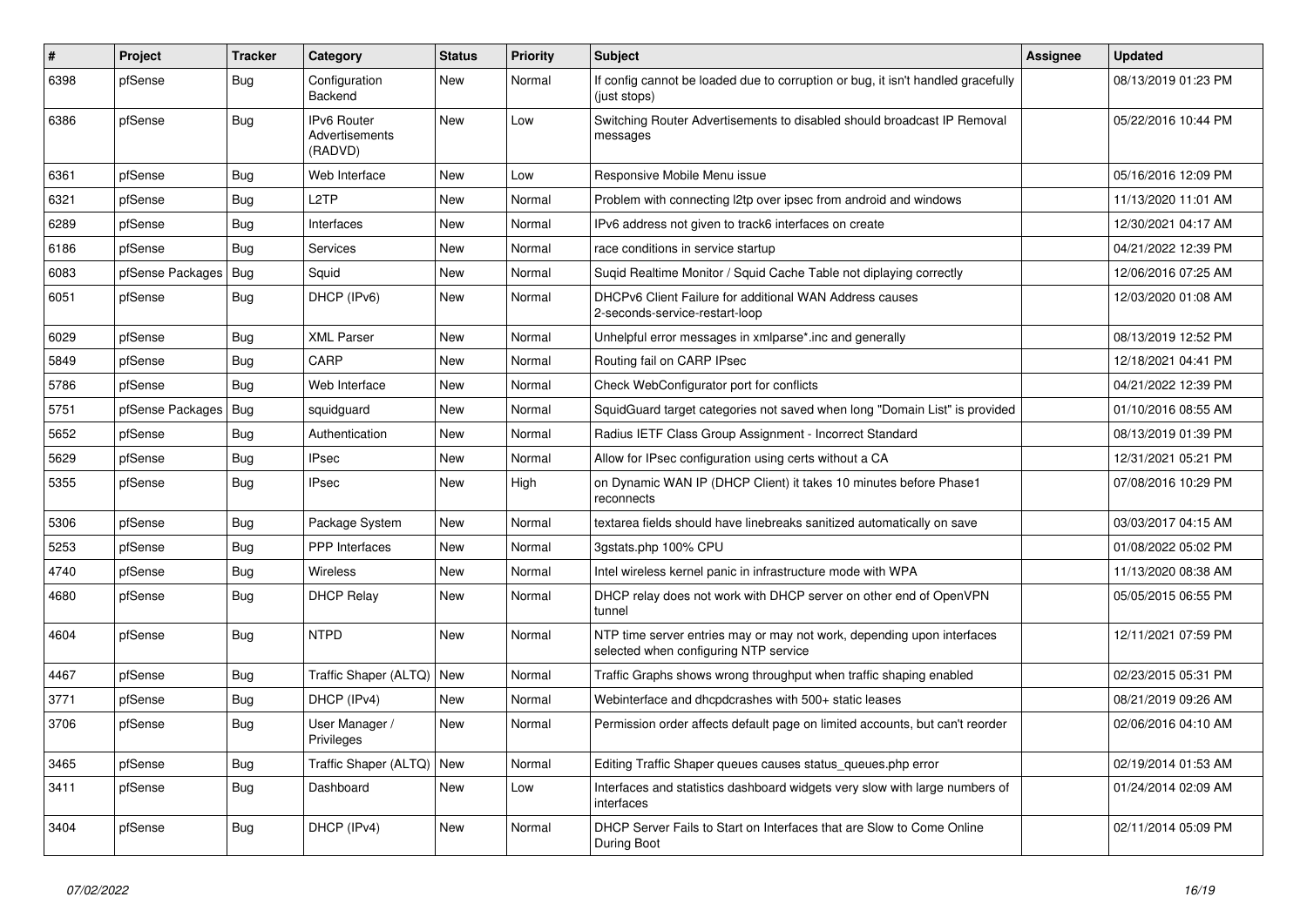| # | Project | Tracker | Category | Status | Priority | Subject | Assignee | Updated |
|---|---|---|---|---|---|---|---|---|
| 6398 | pfSense | Bug | Configuration Backend | New | Normal | If config cannot be loaded due to corruption or bug, it isn't handled gracefully (just stops) | | 08/13/2019 01:23 PM |
| 6386 | pfSense | Bug | IPv6 Router Advertisements (RADVD) | New | Low | Switching Router Advertisements to disabled should broadcast IP Removal messages | | 05/22/2016 10:44 PM |
| 6361 | pfSense | Bug | Web Interface | New | Low | Responsive Mobile Menu issue | | 05/16/2016 12:09 PM |
| 6321 | pfSense | Bug | L2TP | New | Normal | Problem with connecting l2tp over ipsec from android and windows | | 11/13/2020 11:01 AM |
| 6289 | pfSense | Bug | Interfaces | New | Normal | IPv6 address not given to track6 interfaces on create | | 12/30/2021 04:17 AM |
| 6186 | pfSense | Bug | Services | New | Normal | race conditions in service startup | | 04/21/2022 12:39 PM |
| 6083 | pfSense Packages | Bug | Squid | New | Normal | Suqid Realtime Monitor / Squid Cache Table not diplaying correctly | | 12/06/2016 07:25 AM |
| 6051 | pfSense | Bug | DHCP (IPv6) | New | Normal | DHCPv6 Client Failure for additional WAN Address causes 2-seconds-service-restart-loop | | 12/03/2020 01:08 AM |
| 6029 | pfSense | Bug | XML Parser | New | Normal | Unhelpful error messages in xmlparse*.inc and generally | | 08/13/2019 12:52 PM |
| 5849 | pfSense | Bug | CARP | New | Normal | Routing fail on CARP IPsec | | 12/18/2021 04:41 PM |
| 5786 | pfSense | Bug | Web Interface | New | Normal | Check WebConfigurator port for conflicts | | 04/21/2022 12:39 PM |
| 5751 | pfSense Packages | Bug | squidguard | New | Normal | SquidGuard target categories not saved when long "Domain List" is provided | | 01/10/2016 08:55 AM |
| 5652 | pfSense | Bug | Authentication | New | Normal | Radius IETF Class Group Assignment - Incorrect Standard | | 08/13/2019 01:39 PM |
| 5629 | pfSense | Bug | IPsec | New | Normal | Allow for IPsec configuration using certs without a CA | | 12/31/2021 05:21 PM |
| 5355 | pfSense | Bug | IPsec | New | High | on Dynamic WAN IP (DHCP Client) it takes 10 minutes before Phase1 reconnects | | 07/08/2016 10:29 PM |
| 5306 | pfSense | Bug | Package System | New | Normal | textarea fields should have linebreaks sanitized automatically on save | | 03/03/2017 04:15 AM |
| 5253 | pfSense | Bug | PPP Interfaces | New | Normal | 3gstats.php 100% CPU | | 01/08/2022 05:02 PM |
| 4740 | pfSense | Bug | Wireless | New | Normal | Intel wireless kernel panic in infrastructure mode with WPA | | 11/13/2020 08:38 AM |
| 4680 | pfSense | Bug | DHCP Relay | New | Normal | DHCP relay does not work with DHCP server on other end of OpenVPN tunnel | | 05/05/2015 06:55 PM |
| 4604 | pfSense | Bug | NTPD | New | Normal | NTP time server entries may or may not work, depending upon interfaces selected when configuring NTP service | | 12/11/2021 07:59 PM |
| 4467 | pfSense | Bug | Traffic Shaper (ALTQ) | New | Normal | Traffic Graphs shows wrong throughput when traffic shaping enabled | | 02/23/2015 05:31 PM |
| 3771 | pfSense | Bug | DHCP (IPv4) | New | Normal | Webinterface and dhcpdcrashes with 500+ static leases | | 08/21/2019 09:26 AM |
| 3706 | pfSense | Bug | User Manager / Privileges | New | Normal | Permission order affects default page on limited accounts, but can't reorder | | 02/06/2016 04:10 AM |
| 3465 | pfSense | Bug | Traffic Shaper (ALTQ) | New | Normal | Editing Traffic Shaper queues causes status_queues.php error | | 02/19/2014 01:53 AM |
| 3411 | pfSense | Bug | Dashboard | New | Low | Interfaces and statistics dashboard widgets very slow with large numbers of interfaces | | 01/24/2014 02:09 AM |
| 3404 | pfSense | Bug | DHCP (IPv4) | New | Normal | DHCP Server Fails to Start on Interfaces that are Slow to Come Online During Boot | | 02/11/2014 05:09 PM |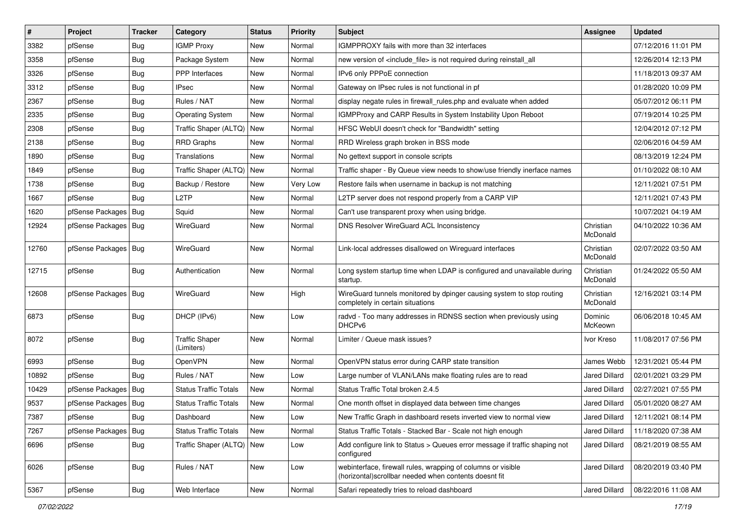| # | Project | Tracker | Category | Status | Priority | Subject | Assignee | Updated |
|---|---|---|---|---|---|---|---|---|
| 3382 | pfSense | Bug | IGMP Proxy | New | Normal | IGMPPROXY fails with more than 32 interfaces | | 07/12/2016 11:01 PM |
| 3358 | pfSense | Bug | Package System | New | Normal | new version of <include_file> is not required during reinstall_all | | 12/26/2014 12:13 PM |
| 3326 | pfSense | Bug | PPP Interfaces | New | Normal | IPv6 only PPPoE connection | | 11/18/2013 09:37 AM |
| 3312 | pfSense | Bug | IPsec | New | Normal | Gateway on IPsec rules is not functional in pf | | 01/28/2020 10:09 PM |
| 2367 | pfSense | Bug | Rules / NAT | New | Normal | display negate rules in firewall_rules.php and evaluate when added | | 05/07/2012 06:11 PM |
| 2335 | pfSense | Bug | Operating System | New | Normal | IGMPProxy and CARP Results in System Instability Upon Reboot | | 07/19/2014 10:25 PM |
| 2308 | pfSense | Bug | Traffic Shaper (ALTQ) | New | Normal | HFSC WebUI doesn't check for "Bandwidth" setting | | 12/04/2012 07:12 PM |
| 2138 | pfSense | Bug | RRD Graphs | New | Normal | RRD Wireless graph broken in BSS mode | | 02/06/2016 04:59 AM |
| 1890 | pfSense | Bug | Translations | New | Normal | No gettext support in console scripts | | 08/13/2019 12:24 PM |
| 1849 | pfSense | Bug | Traffic Shaper (ALTQ) | New | Normal | Traffic shaper - By Queue view needs to show/use friendly inerface names | | 01/10/2022 08:10 AM |
| 1738 | pfSense | Bug | Backup / Restore | New | Very Low | Restore fails when username in backup is not matching | | 12/11/2021 07:51 PM |
| 1667 | pfSense | Bug | L2TP | New | Normal | L2TP server does not respond properly from a CARP VIP | | 12/11/2021 07:43 PM |
| 1620 | pfSense Packages | Bug | Squid | New | Normal | Can't use transparent proxy when using bridge. | | 10/07/2021 04:19 AM |
| 12924 | pfSense Packages | Bug | WireGuard | New | Normal | DNS Resolver WireGuard ACL Inconsistency | Christian McDonald | 04/10/2022 10:36 AM |
| 12760 | pfSense Packages | Bug | WireGuard | New | Normal | Link-local addresses disallowed on Wireguard interfaces | Christian McDonald | 02/07/2022 03:50 AM |
| 12715 | pfSense | Bug | Authentication | New | Normal | Long system startup time when LDAP is configured and unavailable during startup. | Christian McDonald | 01/24/2022 05:50 AM |
| 12608 | pfSense Packages | Bug | WireGuard | New | High | WireGuard tunnels monitored by dpinger causing system to stop routing completely in certain situations | Christian McDonald | 12/16/2021 03:14 PM |
| 6873 | pfSense | Bug | DHCP (IPv6) | New | Low | radvd - Too many addresses in RDNSS section when previously using DHCPv6 | Dominic McKeown | 06/06/2018 10:45 AM |
| 8072 | pfSense | Bug | Traffic Shaper (Limiters) | New | Normal | Limiter / Queue mask issues? | Ivor Kreso | 11/08/2017 07:56 PM |
| 6993 | pfSense | Bug | OpenVPN | New | Normal | OpenVPN status error during CARP state transition | James Webb | 12/31/2021 05:44 PM |
| 10892 | pfSense | Bug | Rules / NAT | New | Low | Large number of VLAN/LANs make floating rules are to read | Jared Dillard | 02/01/2021 03:29 PM |
| 10429 | pfSense Packages | Bug | Status Traffic Totals | New | Normal | Status Traffic Total broken 2.4.5 | Jared Dillard | 02/27/2021 07:55 PM |
| 9537 | pfSense Packages | Bug | Status Traffic Totals | New | Normal | One month offset in displayed data between time changes | Jared Dillard | 05/01/2020 08:27 AM |
| 7387 | pfSense | Bug | Dashboard | New | Low | New Traffic Graph in dashboard resets inverted view to normal view | Jared Dillard | 12/11/2021 08:14 PM |
| 7267 | pfSense Packages | Bug | Status Traffic Totals | New | Normal | Status Traffic Totals - Stacked Bar - Scale not high enough | Jared Dillard | 11/18/2020 07:38 AM |
| 6696 | pfSense | Bug | Traffic Shaper (ALTQ) | New | Low | Add configure link to Status > Queues error message if traffic shaping not configured | Jared Dillard | 08/21/2019 08:55 AM |
| 6026 | pfSense | Bug | Rules / NAT | New | Low | webinterface, firewall rules, wrapping of columns or visible (horizontal)scrollbar needed when contents doesnt fit | Jared Dillard | 08/20/2019 03:40 PM |
| 5367 | pfSense | Bug | Web Interface | New | Normal | Safari repeatedly tries to reload dashboard | Jared Dillard | 08/22/2016 11:08 AM |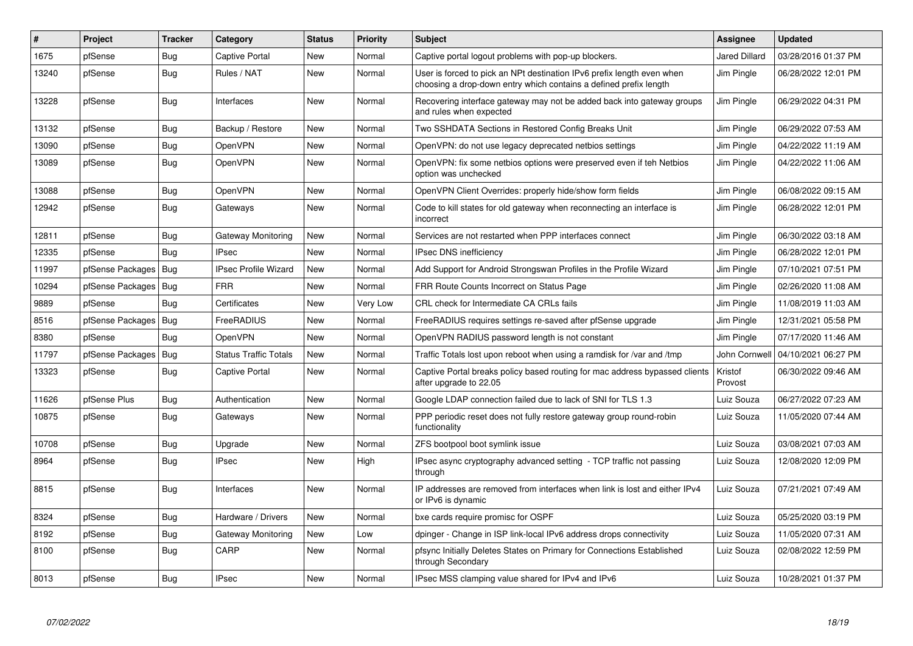| # | Project | Tracker | Category | Status | Priority | Subject | Assignee | Updated |
|---|---|---|---|---|---|---|---|---|
| 1675 | pfSense | Bug | Captive Portal | New | Normal | Captive portal logout problems with pop-up blockers. | Jared Dillard | 03/28/2016 01:37 PM |
| 13240 | pfSense | Bug | Rules / NAT | New | Normal | User is forced to pick an NPt destination IPv6 prefix length even when choosing a drop-down entry which contains a defined prefix length | Jim Pingle | 06/28/2022 12:01 PM |
| 13228 | pfSense | Bug | Interfaces | New | Normal | Recovering interface gateway may not be added back into gateway groups and rules when expected | Jim Pingle | 06/29/2022 04:31 PM |
| 13132 | pfSense | Bug | Backup / Restore | New | Normal | Two SSHDATA Sections in Restored Config Breaks Unit | Jim Pingle | 06/29/2022 07:53 AM |
| 13090 | pfSense | Bug | OpenVPN | New | Normal | OpenVPN: do not use legacy deprecated netbios settings | Jim Pingle | 04/22/2022 11:19 AM |
| 13089 | pfSense | Bug | OpenVPN | New | Normal | OpenVPN: fix some netbios options were preserved even if teh Netbios option was unchecked | Jim Pingle | 04/22/2022 11:06 AM |
| 13088 | pfSense | Bug | OpenVPN | New | Normal | OpenVPN Client Overrides: properly hide/show form fields | Jim Pingle | 06/08/2022 09:15 AM |
| 12942 | pfSense | Bug | Gateways | New | Normal | Code to kill states for old gateway when reconnecting an interface is incorrect | Jim Pingle | 06/28/2022 12:01 PM |
| 12811 | pfSense | Bug | Gateway Monitoring | New | Normal | Services are not restarted when PPP interfaces connect | Jim Pingle | 06/30/2022 03:18 AM |
| 12335 | pfSense | Bug | IPsec | New | Normal | IPsec DNS inefficiency | Jim Pingle | 06/28/2022 12:01 PM |
| 11997 | pfSense Packages | Bug | IPsec Profile Wizard | New | Normal | Add Support for Android Strongswan Profiles in the Profile Wizard | Jim Pingle | 07/10/2021 07:51 PM |
| 10294 | pfSense Packages | Bug | FRR | New | Normal | FRR Route Counts Incorrect on Status Page | Jim Pingle | 02/26/2020 11:08 AM |
| 9889 | pfSense | Bug | Certificates | New | Very Low | CRL check for Intermediate CA CRLs fails | Jim Pingle | 11/08/2019 11:03 AM |
| 8516 | pfSense Packages | Bug | FreeRADIUS | New | Normal | FreeRADIUS requires settings re-saved after pfSense upgrade | Jim Pingle | 12/31/2021 05:58 PM |
| 8380 | pfSense | Bug | OpenVPN | New | Normal | OpenVPN RADIUS password length is not constant | Jim Pingle | 07/17/2020 11:46 AM |
| 11797 | pfSense Packages | Bug | Status Traffic Totals | New | Normal | Traffic Totals lost upon reboot when using a ramdisk for /var and /tmp | John Cornwell | 04/10/2021 06:27 PM |
| 13323 | pfSense | Bug | Captive Portal | New | Normal | Captive Portal breaks policy based routing for mac address bypassed clients after upgrade to 22.05 | Kristof Provost | 06/30/2022 09:46 AM |
| 11626 | pfSense Plus | Bug | Authentication | New | Normal | Google LDAP connection failed due to lack of SNI for TLS 1.3 | Luiz Souza | 06/27/2022 07:23 AM |
| 10875 | pfSense | Bug | Gateways | New | Normal | PPP periodic reset does not fully restore gateway group round-robin functionality | Luiz Souza | 11/05/2020 07:44 AM |
| 10708 | pfSense | Bug | Upgrade | New | Normal | ZFS bootpool boot symlink issue | Luiz Souza | 03/08/2021 07:03 AM |
| 8964 | pfSense | Bug | IPsec | New | High | IPsec async cryptography advanced setting - TCP traffic not passing through | Luiz Souza | 12/08/2020 12:09 PM |
| 8815 | pfSense | Bug | Interfaces | New | Normal | IP addresses are removed from interfaces when link is lost and either IPv4 or IPv6 is dynamic | Luiz Souza | 07/21/2021 07:49 AM |
| 8324 | pfSense | Bug | Hardware / Drivers | New | Normal | bxe cards require promisc for OSPF | Luiz Souza | 05/25/2020 03:19 PM |
| 8192 | pfSense | Bug | Gateway Monitoring | New | Low | dpinger - Change in ISP link-local IPv6 address drops connectivity | Luiz Souza | 11/05/2020 07:31 AM |
| 8100 | pfSense | Bug | CARP | New | Normal | pfsync Initially Deletes States on Primary for Connections Established through Secondary | Luiz Souza | 02/08/2022 12:59 PM |
| 8013 | pfSense | Bug | IPsec | New | Normal | IPsec MSS clamping value shared for IPv4 and IPv6 | Luiz Souza | 10/28/2021 01:37 PM |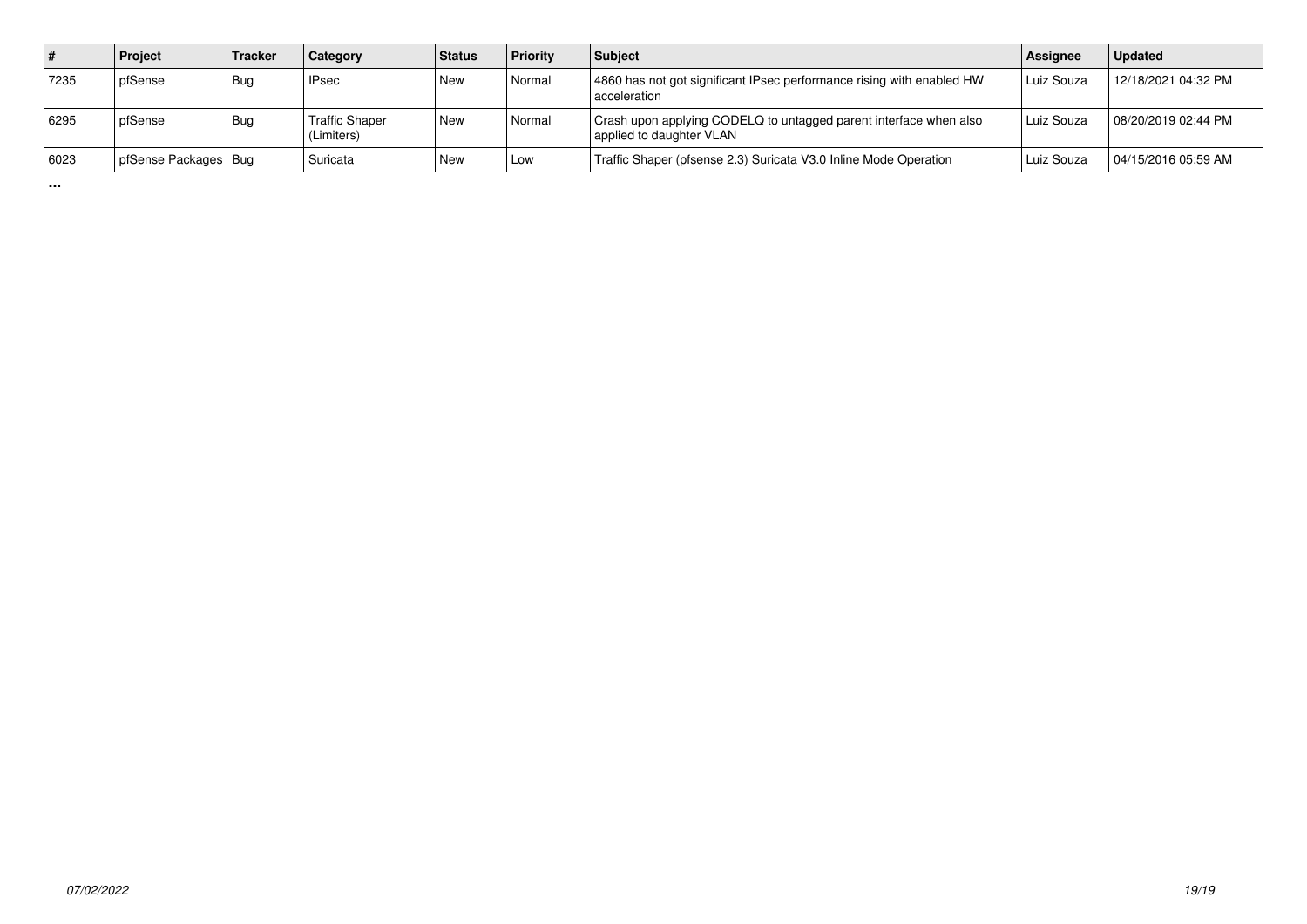| # | Project | Tracker | Category | Status | Priority | Subject | Assignee | Updated |
|---|---|---|---|---|---|---|---|---|
| 7235 | pfSense | Bug | IPsec | New | Normal | 4860 has not got significant IPsec performance rising with enabled HW acceleration | Luiz Souza | 12/18/2021 04:32 PM |
| 6295 | pfSense | Bug | Traffic Shaper (Limiters) | New | Normal | Crash upon applying CODELQ to untagged parent interface when also applied to daughter VLAN | Luiz Souza | 08/20/2019 02:44 PM |
| 6023 | pfSense Packages | Bug | Suricata | New | Low | Traffic Shaper (pfsense 2.3) Suricata V3.0 Inline Mode Operation | Luiz Souza | 04/15/2016 05:59 AM |

...